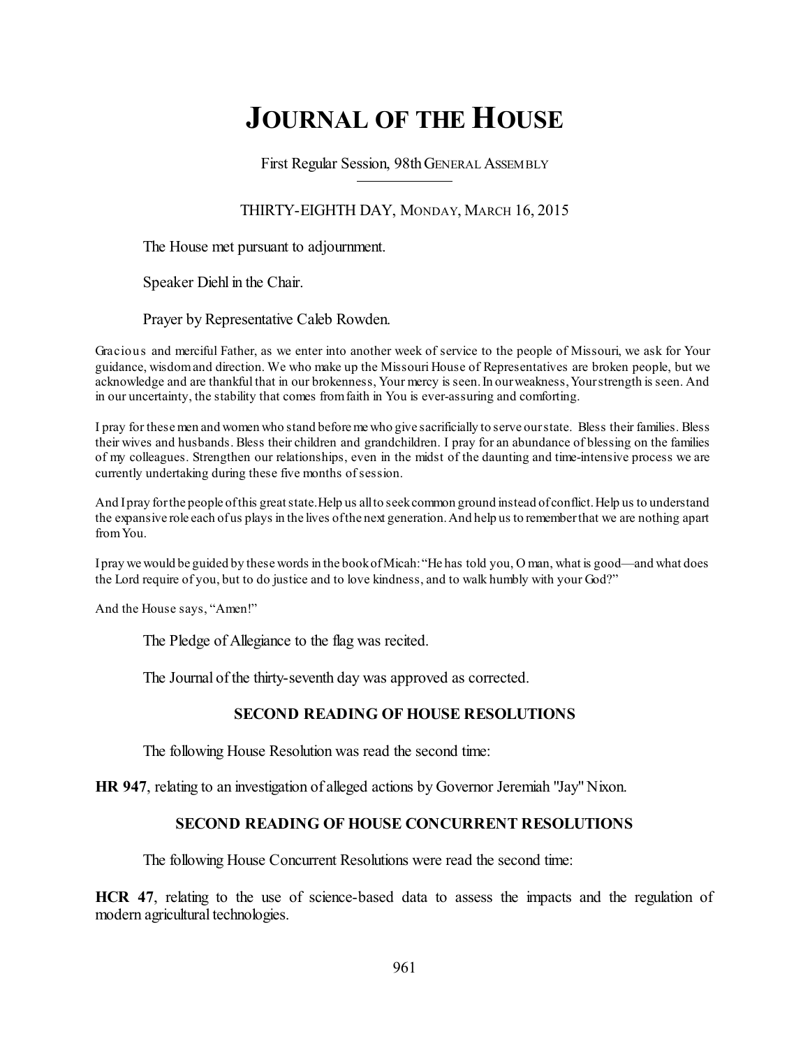# JOURNAL OF THE HOUSE

First Regular Session, 98th GENERAL ASSEMBLY

THIRTY-EIGHTH DAY, MONDAY, MARCH 16, 2015

The House met pursuant to adjournment.

Speaker Diehl in the Chair.

Prayer by Representative Caleb Rowden.

Gracious and merciful Father, as we enter into another week of service to the people of Missouri, we ask for Your guidance, wisdom and direction. We who make up the Missouri House of Representatives are broken people, but we acknowledge and are thankful that in our brokenness, Your mercy is seen. In our weakness, Your strength is seen. And in our uncertainty, the stability that comes from faith in You is ever-assuring and comforting.

I pray for these men and women who stand before me who give sacrificially to serve our state. Bless their families. Bless their wives and husbands. Bless their children and grandchildren. I pray for an abundance of blessing on the families of my colleagues. Strengthen our relationships, even in the midst of the daunting and time-intensive process we are currently undertaking during these five months of session.

And I pray for the people of this great state. Help us all to seek common ground instead of conflict. Help us to understand the expansive role each of us plays in the lives of the next generation. And help us to remember that we are nothing apart from You.

I pray we would be guided by these words in the book of Micah: "He has told you, O man, what is good—and what does the Lord require of you, but to do justice and to love kindness, and to walk humbly with your God?"

And the House says, "Amen!"

The Pledge of Allegiance to the flag was recited.

The Journal of the thirty-seventh day was approved as corrected.

**SECOND READING OF HOUSE RESOLUTIONS**

The following House Resolution was read the second time:

**HR 947**, relating to an investigation of alleged actions by Governor Jeremiah "Jay" Nixon.

**SECOND READING OF HOUSE CONCURRENT RESOLUTIONS**

The following House Concurrent Resolutions were read the second time:

**HCR 47**, relating to the use of science-based data to assess the impacts and the regulation of modern agricultural technologies.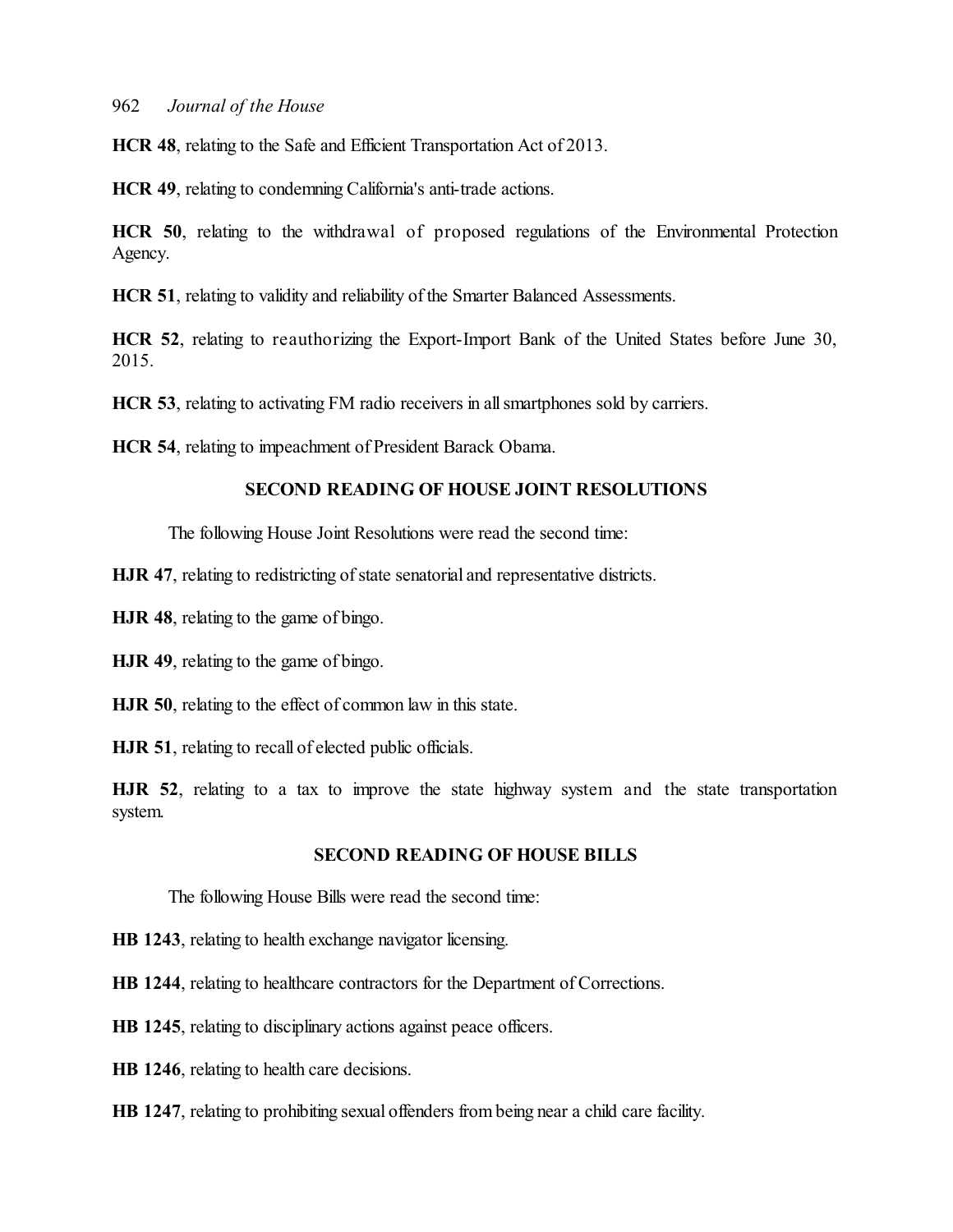**HCR 48**, relating to the Safe and Efficient Transportation Act of 2013.

**HCR 49**, relating to condemning California's anti-trade actions.

**HCR 50**, relating to the withdrawal of proposed regulations of the Environmental Protection Agency.

**HCR 51**, relating to validity and reliability of the Smarter Balanced Assessments.

**HCR 52**, relating to reauthorizing the Export-Import Bank of the United States before June 30, 2015.

**HCR 53**, relating to activating FM radio receivers in all smartphones sold by carriers.

**HCR 54**, relating to impeachment of President Barack Obama.

## SECOND READING OF HOUSE JOINT RESOLUTIONS

The following House Joint Resolutions were read the second time:

**HJR 47**, relating to redistricting of state senatorial and representative districts.

**HJR 48**, relating to the game of bingo.

**HJR 49**, relating to the game of bingo.

**HJR 50**, relating to the effect of common law in this state.

**HJR 51**, relating to recall of elected public officials.

**HJR 52**, relating to a tax to improve the state highway system and the state transportation system.

## SECOND READING OF HOUSE BILLS

The following House Bills were read the second time:

**HB 1243**, relating to health exchange navigator licensing.

**HB 1244**, relating to healthcare contractors for the Department of Corrections.

**HB 1245**, relating to disciplinary actions against peace officers.

**HB 1246**, relating to health care decisions.

**HB 1247**, relating to prohibiting sexual offenders from being near a child care facility.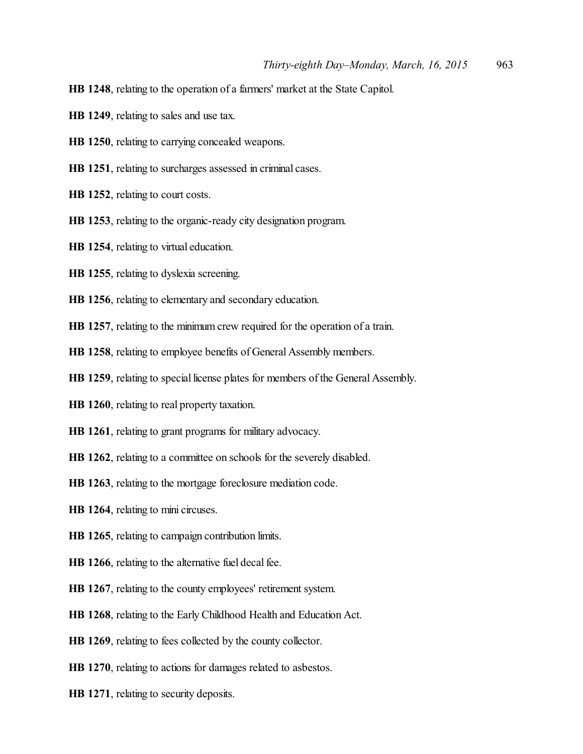**HB 1248**, relating to the operation of a farmers' market at the State Capitol.

**HB 1249**, relating to sales and use tax.

**HB 1250**, relating to carrying concealed weapons.

**HB 1251**, relating to surcharges assessed in criminal cases.

**HB 1252**, relating to court costs.

**HB 1253**, relating to the organic-ready city designation program.

**HB 1254**, relating to virtual education.

**HB 1255**, relating to dyslexia screening.

**HB 1256**, relating to elementary and secondary education.

**HB 1257**, relating to the minimum crew required for the operation of a train.

**HB 1258**, relating to employee benefits of General Assembly members.

**HB 1259**, relating to special license plates for members of the General Assembly.

**HB 1260**, relating to real property taxation.

**HB 1261**, relating to grant programs for military advocacy.

**HB 1262**, relating to a committee on schools for the severely disabled.

**HB 1263**, relating to the mortgage foreclosure mediation code.

**HB 1264**, relating to mini circuses.

**HB 1265**, relating to campaign contribution limits.

**HB 1266**, relating to the alternative fuel decal fee.

**HB 1267**, relating to the county employees' retirement system.

**HB 1268**, relating to the Early Childhood Health and Education Act.

**HB 1269**, relating to fees collected by the county collector.

**HB 1270**, relating to actions for damages related to asbestos.

**HB 1271**, relating to security deposits.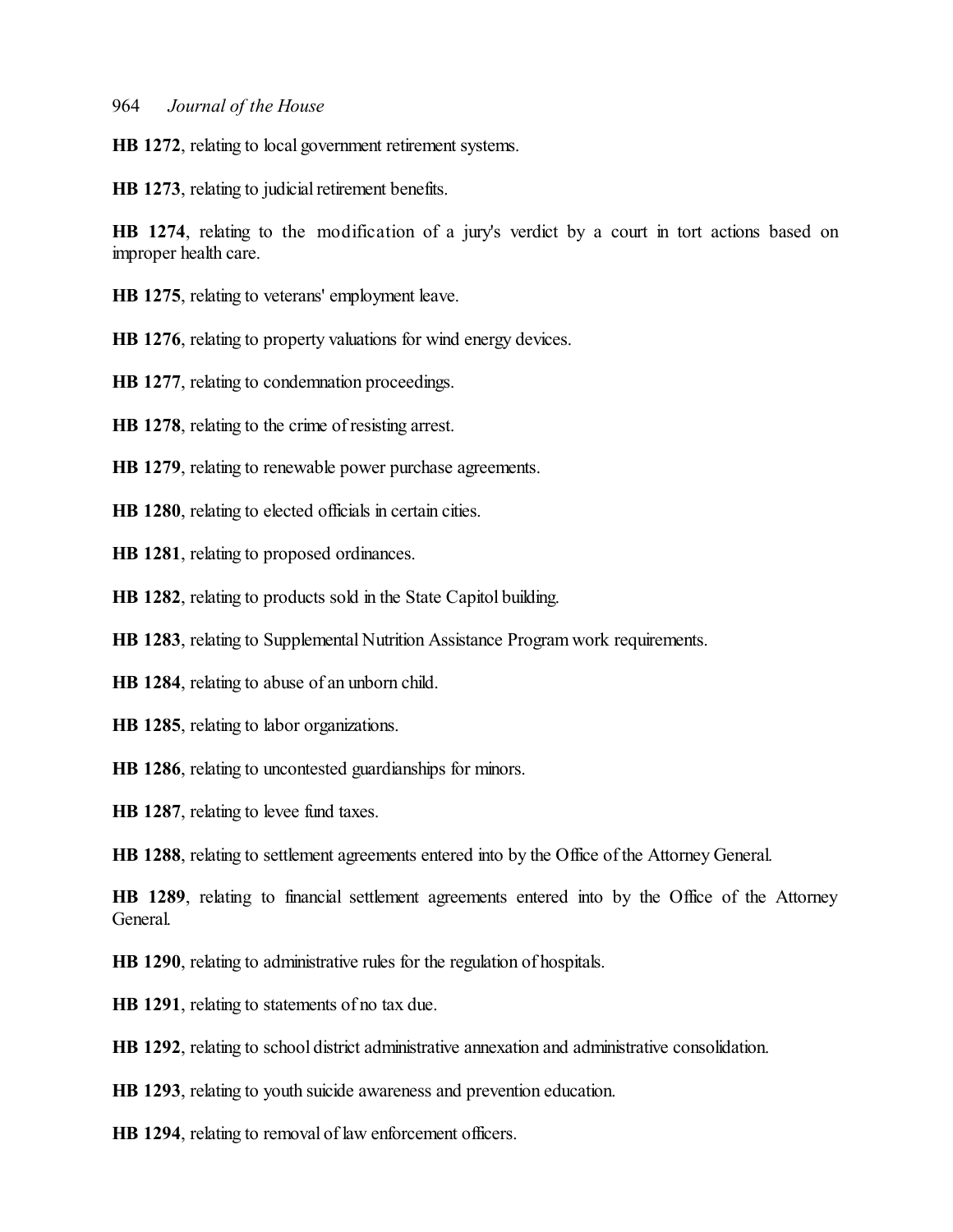**HB 1272**, relating to local government retirement systems.

**HB 1273**, relating to judicial retirement benefits.

**HB 1274**, relating to the modification of a jury's verdict by a court in tort actions based on improper health care.

**HB 1275**, relating to veterans' employment leave.

**HB 1276**, relating to property valuations for wind energy devices.

**HB 1277**, relating to condemnation proceedings.

**HB 1278**, relating to the crime of resisting arrest.

**HB 1279**, relating to renewable power purchase agreements.

**HB 1280**, relating to elected officials in certain cities.

**HB 1281**, relating to proposed ordinances.

**HB 1282**, relating to products sold in the State Capitol building.

**HB 1283**, relating to Supplemental Nutrition Assistance Program work requirements.

**HB 1284**, relating to abuse of an unborn child.

**HB 1285**, relating to labor organizations.

**HB 1286**, relating to uncontested guardianships for minors.

**HB 1287**, relating to levee fund taxes.

**HB 1288**, relating to settlement agreements entered into by the Office of the Attorney General.

**HB 1289**, relating to financial settlement agreements entered into by the Office of the Attorney General.

**HB 1290**, relating to administrative rules for the regulation of hospitals.

**HB 1291**, relating to statements of no tax due.

**HB 1292**, relating to school district administrative annexation and administrative consolidation.

**HB 1293**, relating to youth suicide awareness and prevention education.

**HB 1294**, relating to removal of law enforcement officers.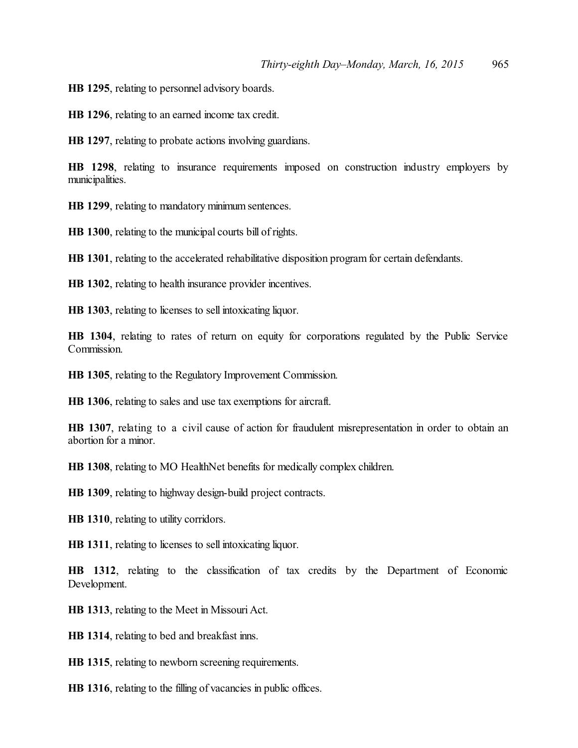**HB 1295**, relating to personnel advisory boards.

**HB 1296**, relating to an earned income tax credit.

**HB 1297**, relating to probate actions involving guardians.

**HB 1298**, relating to insurance requirements imposed on construction industry employers by municipalities.

**HB 1299**, relating to mandatory minimum sentences.

**HB 1300**, relating to the municipal courts bill of rights.

**HB 1301**, relating to the accelerated rehabilitative disposition program for certain defendants.

**HB 1302**, relating to health insurance provider incentives.

**HB 1303**, relating to licenses to sell intoxicating liquor.

**HB 1304**, relating to rates of return on equity for corporations regulated by the Public Service Commission.

**HB 1305**, relating to the Regulatory Improvement Commission.

**HB 1306**, relating to sales and use tax exemptions for aircraft.

**HB 1307**, relating to a civil cause of action for fraudulent misrepresentation in order to obtain an abortion for a minor.

**HB 1308**, relating to MO HealthNet benefits for medically complex children.

**HB 1309**, relating to highway design-build project contracts.

**HB 1310**, relating to utility corridors.

**HB 1311**, relating to licenses to sell intoxicating liquor.

**HB 1312**, relating to the classification of tax credits by the Department of Economic Development.

**HB 1313**, relating to the Meet in Missouri Act.

**HB 1314**, relating to bed and breakfast inns.

**HB 1315**, relating to newborn screening requirements.

**HB 1316**, relating to the filling of vacancies in public offices.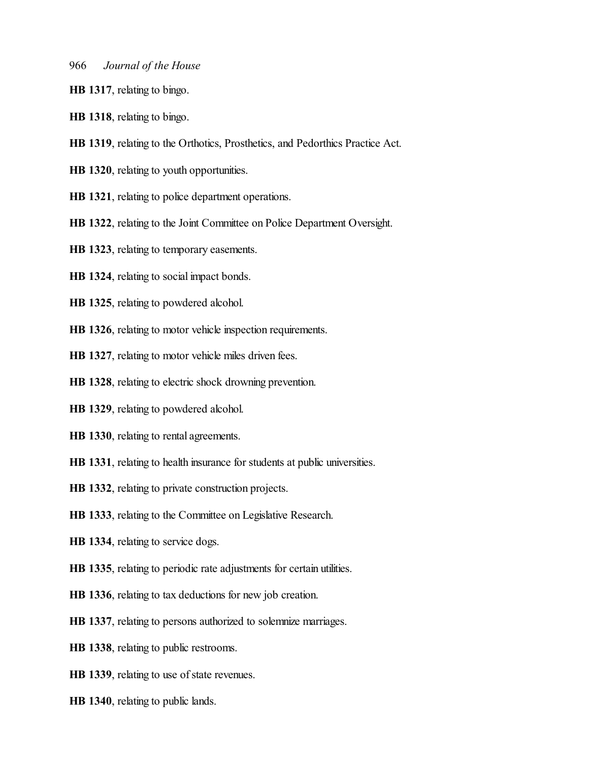**HB 1317**, relating to bingo.

**HB 1318**, relating to bingo.

**HB 1319**, relating to the Orthotics, Prosthetics, and Pedorthics Practice Act.

**HB 1320**, relating to youth opportunities.

**HB 1321**, relating to police department operations.

**HB 1322**, relating to the Joint Committee on Police Department Oversight.

**HB 1323**, relating to temporary easements.

**HB 1324**, relating to social impact bonds.

**HB 1325**, relating to powdered alcohol.

**HB 1326**, relating to motor vehicle inspection requirements.

**HB 1327**, relating to motor vehicle miles driven fees.

**HB 1328**, relating to electric shock drowning prevention.

**HB 1329**, relating to powdered alcohol.

**HB 1330**, relating to rental agreements.

**HB 1331**, relating to health insurance for students at public universities.

**HB 1332**, relating to private construction projects.

**HB 1333**, relating to the Committee on Legislative Research.

**HB 1334**, relating to service dogs.

**HB 1335**, relating to periodic rate adjustments for certain utilities.

**HB 1336**, relating to tax deductions for new job creation.

**HB 1337**, relating to persons authorized to solemnize marriages.

**HB 1338**, relating to public restrooms.

**HB 1339**, relating to use of state revenues.

**HB 1340**, relating to public lands.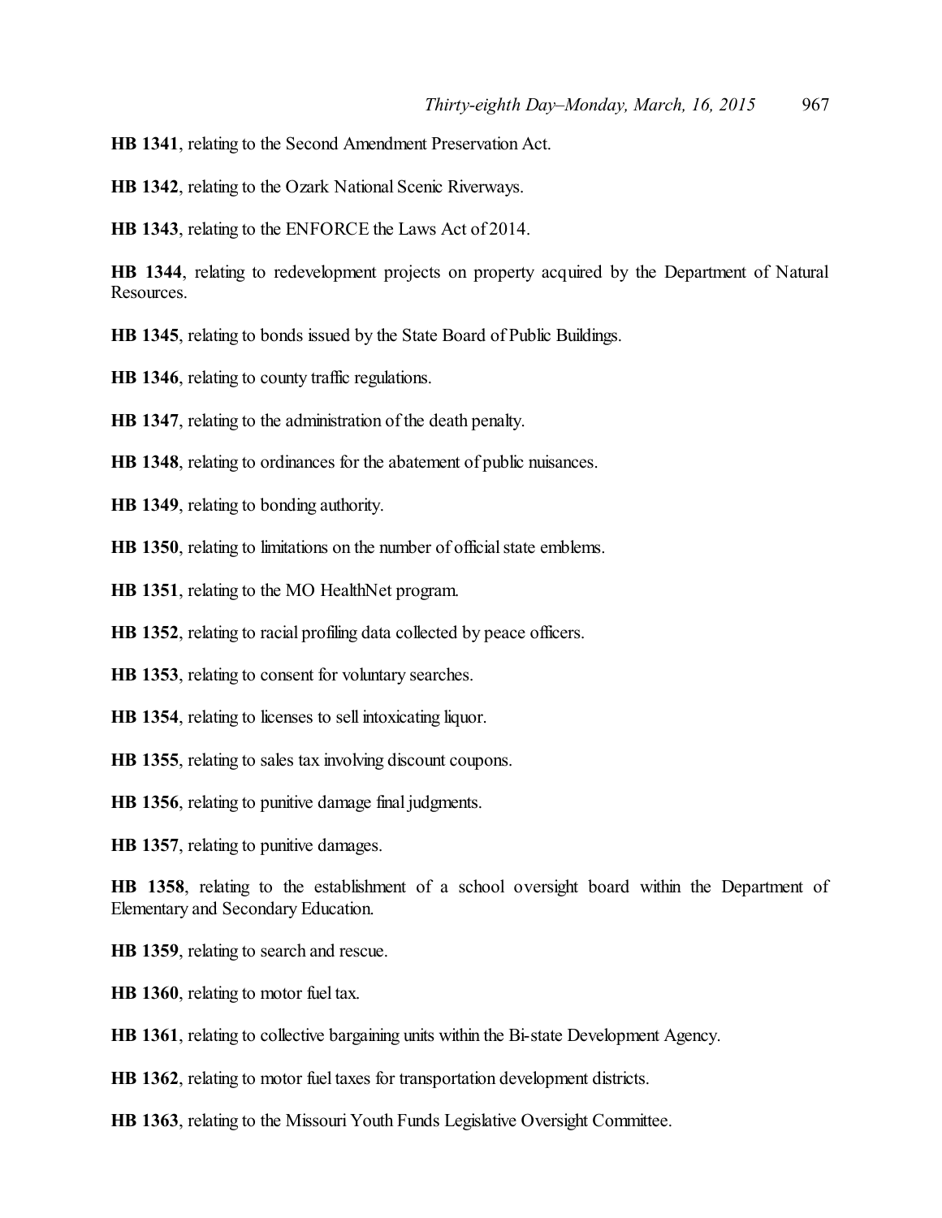**HB 1341**, relating to the Second Amendment Preservation Act.

**HB 1342**, relating to the Ozark National Scenic Riverways.

**HB 1343**, relating to the ENFORCE the Laws Act of 2014.

**HB 1344**, relating to redevelopment projects on property acquired by the Department of Natural Resources.

**HB 1345**, relating to bonds issued by the State Board of Public Buildings.

**HB 1346**, relating to county traffic regulations.

**HB 1347**, relating to the administration of the death penalty.

**HB 1348**, relating to ordinances for the abatement of public nuisances.

**HB 1349**, relating to bonding authority.

**HB 1350**, relating to limitations on the number of official state emblems.

**HB 1351**, relating to the MO HealthNet program.

**HB 1352**, relating to racial profiling data collected by peace officers.

**HB 1353**, relating to consent for voluntary searches.

**HB 1354**, relating to licenses to sell intoxicating liquor.

**HB 1355**, relating to sales tax involving discount coupons.

**HB 1356**, relating to punitive damage final judgments.

**HB 1357**, relating to punitive damages.

**HB 1358**, relating to the establishment of a school oversight board within the Department of Elementary and Secondary Education.

**HB 1359**, relating to search and rescue.

**HB 1360**, relating to motor fuel tax.

**HB 1361**, relating to collective bargaining units within the Bi-state Development Agency.

**HB 1362**, relating to motor fuel taxes for transportation development districts.

**HB 1363**, relating to the Missouri Youth Funds Legislative Oversight Committee.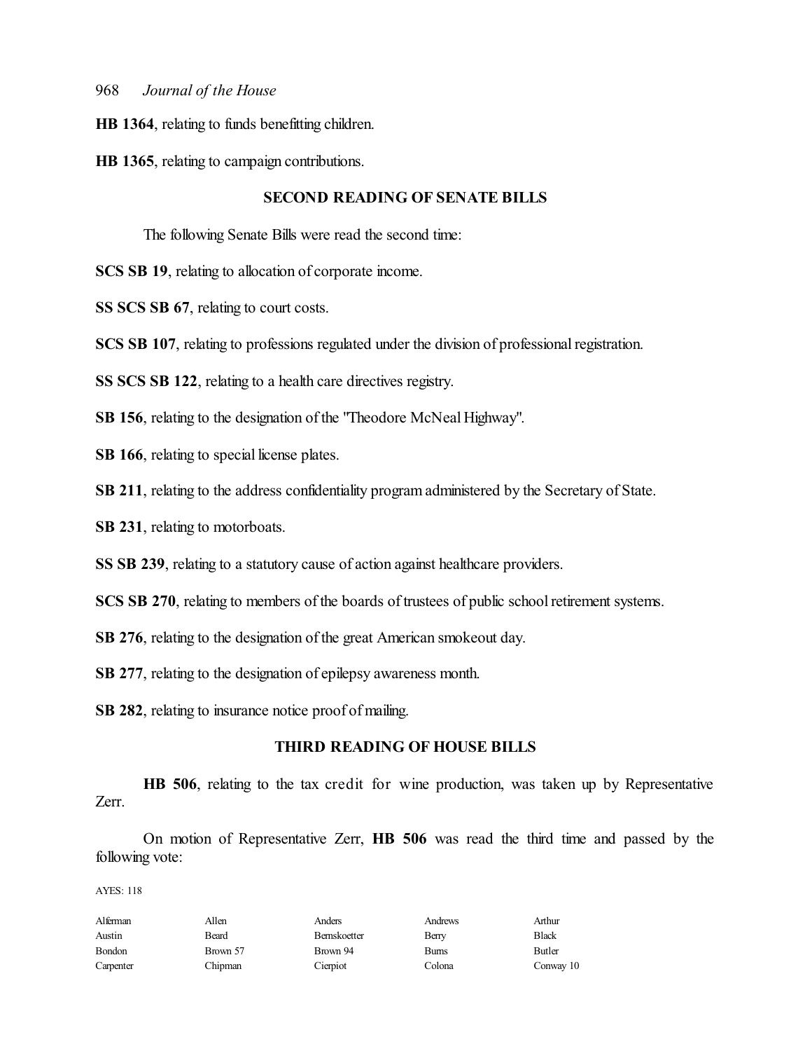**HB 1364**, relating to funds benefitting children.

**HB 1365**, relating to campaign contributions.

## SECOND READING OF SENATE BILLS

The following Senate Bills were read the second time:

**SCS SB 19**, relating to allocation of corporate income.

**SS SCS SB 67**, relating to court costs.

**SCS SB 107**, relating to professions regulated under the division of professional registration.

**SS SCS SB 122**, relating to a health care directives registry.

**SB 156**, relating to the designation of the "Theodore McNeal Highway".

**SB 166**, relating to special license plates.

**SB 211**, relating to the address confidentiality program administered by the Secretary of State.

**SB 231**, relating to motorboats.

**SS SB 239**, relating to a statutory cause of action against healthcare providers.

**SCS SB 270**, relating to members of the boards of trustees of public school retirement systems.

**SB 276**, relating to the designation of the great American smokeout day.

**SB 277**, relating to the designation of epilepsy awareness month.

**SB 282**, relating to insurance notice proof of mailing.

## THIRD READING OF HOUSE BILLS

**HB 506**, relating to the tax credit for wine production, was taken up by Representative Zerr.

On motion of Representative Zerr, **HB 506** was read the third time and passed by the following vote:

AYES: 118

| | | | | |
|---|---|---|---|---|
| Alferman | Allen | Anders | Andrews | Arthur |
| Austin | Beard | Bernskoetter | Berry | Black |
| Bondon | Brown 57 | Brown 94 | Burns | Butler |
| Carpenter | Chipman | Cierpiot | Colona | Conway 10 |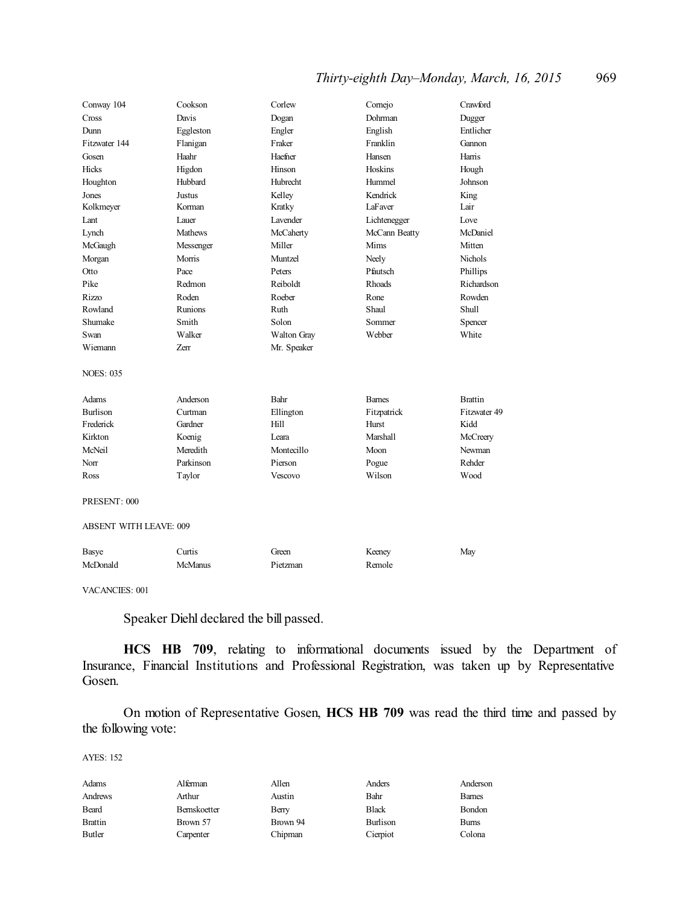| | | | | |
|---|---|---|---|---|
| Conway 104 | Cookson | Corlew | Cornejo | Crawford |
| Cross | Davis | Dogan | Dohrman | Dugger |
| Dunn | Eggleston | Engler | English | Entlicher |
| Fitzwater 144 | Flanigan | Fraker | Franklin | Gannon |
| Gosen | Haahr | Haefner | Hansen | Harris |
| Hicks | Higdon | Hinson | Hoskins | Hough |
| Houghton | Hubbard | Hubrecht | Hummel | Johnson |
| Jones | Justus | Kelley | Kendrick | King |
| Kolkmeyer | Korman | Kratky | LaFaver | Lair |
| Lant | Lauer | Lavender | Lichtenegger | Love |
| Lynch | Mathews | McCaherty | McCann Beatty | McDaniel |
| McGaugh | Messenger | Miller | Mims | Mitten |
| Morgan | Morris | Muntzel | Neely | Nichols |
| Otto | Pace | Peters | Pfautsch | Phillips |
| Pike | Redmon | Reiboldt | Rhoads | Richardson |
| Rizzo | Roden | Roeber | Rone | Rowden |
| Rowland | Runions | Ruth | Shaul | Shull |
| Shumake | Smith | Solon | Sommer | Spencer |
| Swan | Walker | Walton Gray | Webber | White |
| Wiemann | Zerr | Mr. Speaker | | |

NOES: 035

| | | | | |
|---|---|---|---|---|
| Adams | Anderson | Bahr | Barnes | Brattin |
| Burlison | Curtman | Ellington | Fitzpatrick | Fitzwater 49 |
| Frederick | Gardner | Hill | Hurst | Kidd |
| Kirkton | Koenig | Leara | Marshall | McCreery |
| McNeil | Meredith | Montecillo | Moon | Newman |
| Norr | Parkinson | Pierson | Pogue | Rehder |
| Ross | Taylor | Vescovo | Wilson | Wood |

PRESENT: 000

ABSENT WITH LEAVE: 009

| | | | | |
|---|---|---|---|---|
| Basye | Curtis | Green | Keeney | May |
| McDonald | McManus | Pietzman | Remole | |

VACANCIES: 001

Speaker Diehl declared the bill passed.

**HCS HB 709**, relating to informational documents issued by the Department of Insurance, Financial Institutions and Professional Registration, was taken up by Representative Gosen.

On motion of Representative Gosen, **HCS HB 709** was read the third time and passed by the following vote:

AYES: 152

| | | | | |
|---|---|---|---|---|
| Adams | Alferman | Allen | Anders | Anderson |
| Andrews | Arthur | Austin | Bahr | Barnes |
| Beard | Bernskoetter | Berry | Black | Bondon |
| Brattin | Brown 57 | Brown 94 | Burlison | Burns |
| Butler | Carpenter | Chipman | Cierpiot | Colona |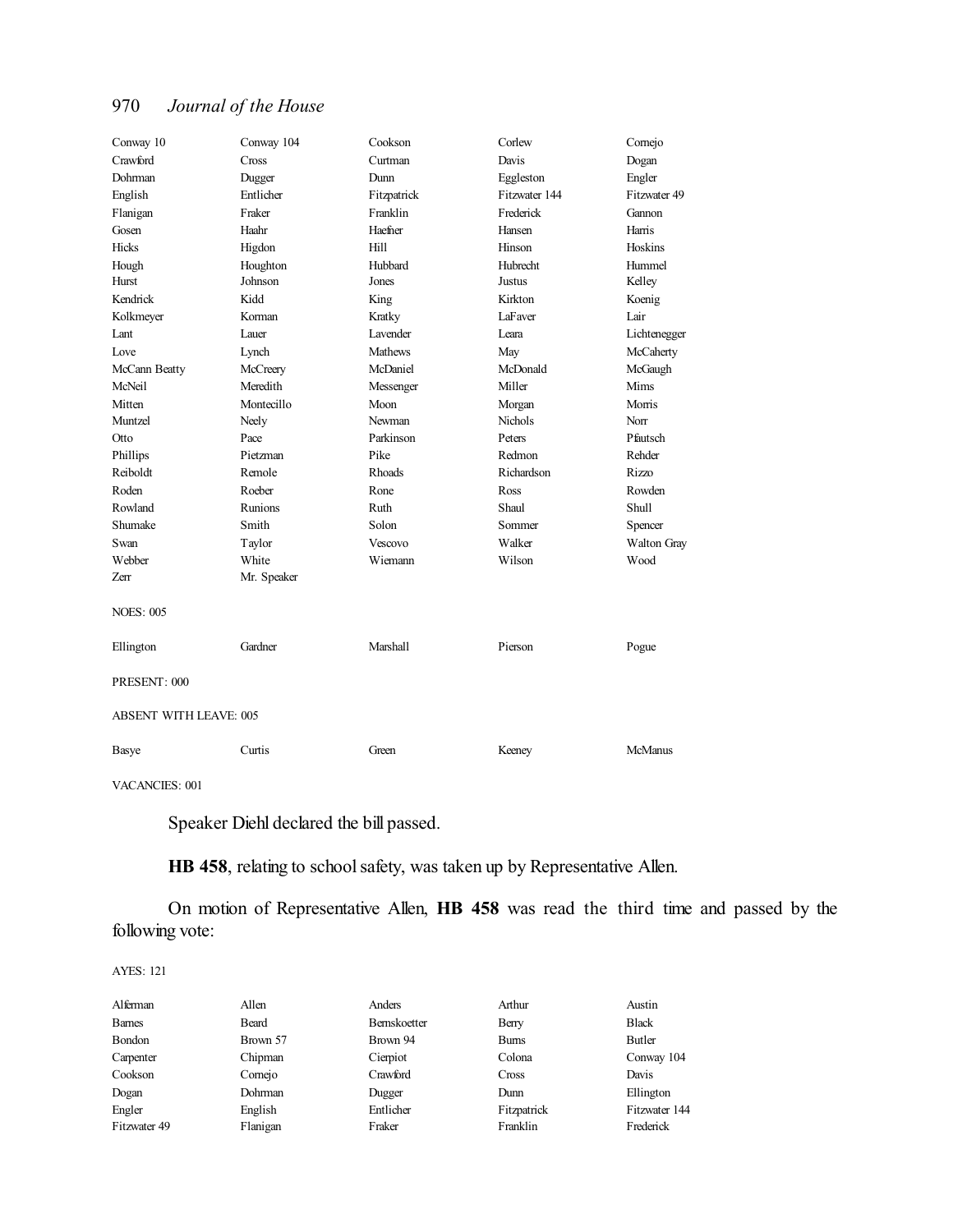| | | | | |
|---|---|---|---|---|
| Conway 10 | Conway 104 | Cookson | Corlew | Cornejo |
| Crawford | Cross | Curtman | Davis | Dogan |
| Dohrman | Dugger | Dunn | Eggleston | Engler |
| English | Entlicher | Fitzpatrick | Fitzwater 144 | Fitzwater 49 |
| Flanigan | Fraker | Franklin | Frederick | Gannon |
| Gosen | Haahr | Haefner | Hansen | Harris |
| Hicks | Higdon | Hill | Hinson | Hoskins |
| Hough | Houghton | Hubbard | Hubrecht | Hummel |
| Hurst | Johnson | Jones | Justus | Kelley |
| Kendrick | Kidd | King | Kirkton | Koenig |
| Kolkmeyer | Korman | Kratky | LaFaver | Lair |
| Lant | Lauer | Lavender | Leara | Lichtenegger |
| Love | Lynch | Mathews | May | McCaherty |
| McCann Beatty | McCreery | McDaniel | McDonald | McGaugh |
| McNeil | Meredith | Messenger | Miller | Mims |
| Mitten | Montecillo | Moon | Morgan | Morris |
| Muntzel | Neely | Newman | Nichols | Norr |
| Otto | Pace | Parkinson | Peters | Pfautsch |
| Phillips | Pietzman | Pike | Redmon | Rehder |
| Reiboldt | Remole | Rhoads | Richardson | Rizzo |
| Roden | Roeber | Rone | Ross | Rowden |
| Rowland | Runions | Ruth | Shaul | Shull |
| Shumake | Smith | Solon | Sommer | Spencer |
| Swan | Taylor | Vescovo | Walker | Walton Gray |
| Webber | White | Wiemann | Wilson | Wood |
| Zerr | Mr. Speaker | | | |

NOES: 005

| | | | | |
|---|---|---|---|---|
| Ellington | Gardner | Marshall | Pierson | Pogue |

PRESENT: 000

ABSENT WITH LEAVE: 005

| | | | | |
|---|---|---|---|---|
| Basye | Curtis | Green | Keeney | McManus |

VACANCIES: 001

Speaker Diehl declared the bill passed.

**HB 458**, relating to school safety, was taken up by Representative Allen.

On motion of Representative Allen, **HB 458** was read the third time and passed by the following vote:

AYES: 121

| | | | | |
|---|---|---|---|---|
| Alferman | Allen | Anders | Arthur | Austin |
| Barnes | Beard | Bernskoetter | Berry | Black |
| Bondon | Brown 57 | Brown 94 | Burns | Butler |
| Carpenter | Chipman | Cierpiot | Colona | Conway 104 |
| Cookson | Cornejo | Crawford | Cross | Davis |
| Dogan | Dohrman | Dugger | Dunn | Ellington |
| Engler | English | Entlicher | Fitzpatrick | Fitzwater 144 |
| Fitzwater 49 | Flanigan | Fraker | Franklin | Frederick |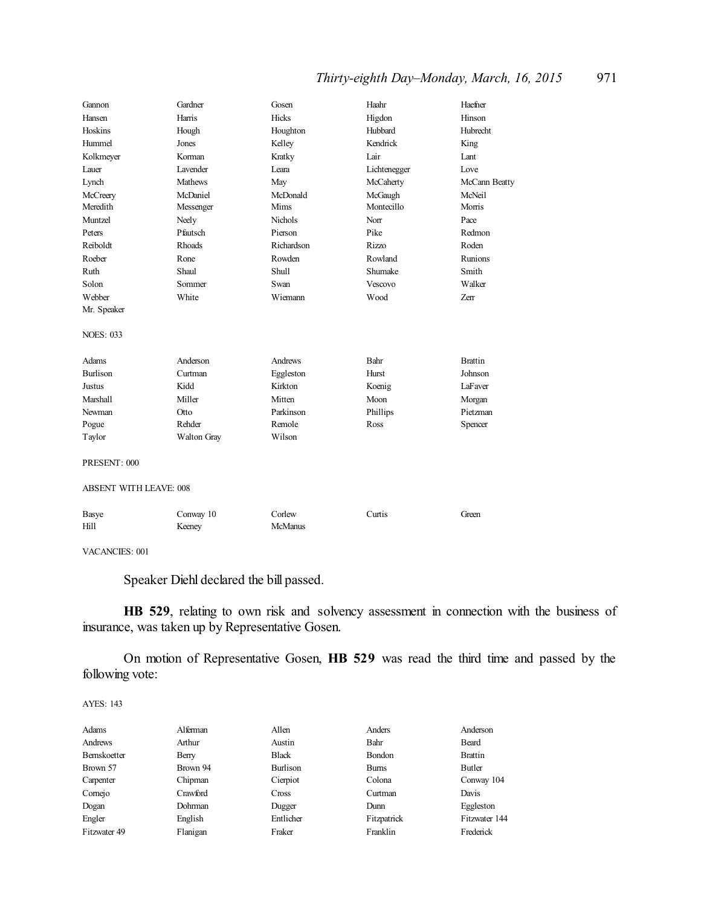| Gannon | Gardner | Gosen | Haahr | Haefner |
|---|---|---|---|---|
| Hansen | Harris | Hicks | Higdon | Hinson |
| Hoskins | Hough | Houghton | Hubbard | Hubrecht |
| Hummel | Jones | Kelley | Kendrick | King |
| Kolkmeyer | Korman | Kratky | Lair | Lant |
| Lauer | Lavender | Leara | Lichtenegger | Love |
| Lynch | Mathews | May | McCaherty | McCann Beatty |
| McCreery | McDaniel | McDonald | McGaugh | McNeil |
| Meredith | Messenger | Mims | Montecillo | Morris |
| Muntzel | Neely | Nichols | Norr | Pace |
| Peters | Pfautsch | Pierson | Pike | Redmon |
| Reiboldt | Rhoads | Richardson | Rizzo | Roden |
| Roeber | Rone | Rowden | Rowland | Runions |
| Ruth | Shaul | Shull | Shumake | Smith |
| Solon | Sommer | Swan | Vescovo | Walker |
| Webber | White | Wiemann | Wood | Zerr |
| Mr. Speaker | | | | |

NOES: 033

| Adams | Anderson | Andrews | Bahr | Brattin |
|---|---|---|---|---|
| Burlison | Curtman | Eggleston | Hurst | Johnson |
| Justus | Kidd | Kirkton | Koenig | LaFaver |
| Marshall | Miller | Mitten | Moon | Morgan |
| Newman | Otto | Parkinson | Phillips | Pietzman |
| Pogue | Rehder | Remole | Ross | Spencer |
| Taylor | Walton Gray | Wilson | | |

PRESENT: 000

ABSENT WITH LEAVE: 008

| Basye | Conway 10 | Corlew | Curtis | Green |
|---|---|---|---|---|
| Hill | Keeney | McManus | | |

VACANCIES: 001

Speaker Diehl declared the bill passed.

**HB 529**, relating to own risk and solvency assessment in connection with the business of insurance, was taken up by Representative Gosen.

On motion of Representative Gosen, **HB 529** was read the third time and passed by the following vote:

AYES: 143

| Adams | Alferman | Allen | Anders | Anderson |
|---|---|---|---|---|
| Andrews | Arthur | Austin | Bahr | Beard |
| Bernskoetter | Berry | Black | Bondon | Brattin |
| Brown 57 | Brown 94 | Burlison | Burns | Butler |
| Carpenter | Chipman | Cierpiot | Colona | Conway 104 |
| Cornejo | Crawford | Cross | Curtman | Davis |
| Dogan | Dohrman | Dugger | Dunn | Eggleston |
| Engler | English | Entlicher | Fitzpatrick | Fitzwater 144 |
| Fitzwater 49 | Flanigan | Fraker | Franklin | Frederick |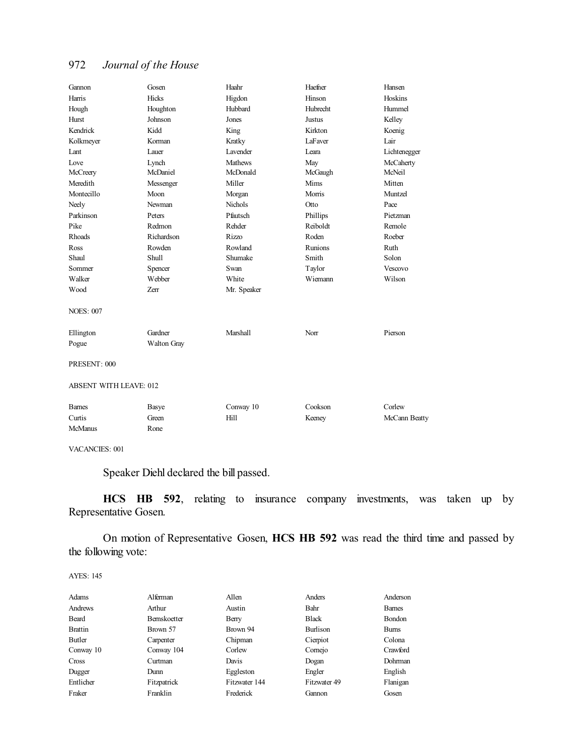| | | | | |
|---|---|---|---|---|
| Gannon | Gosen | Haahr | Haefner | Hansen |
| Harris | Hicks | Higdon | Hinson | Hoskins |
| Hough | Houghton | Hubbard | Hubrecht | Hummel |
| Hurst | Johnson | Jones | Justus | Kelley |
| Kendrick | Kidd | King | Kirkton | Koenig |
| Kolkmeyer | Korman | Kratky | LaFaver | Lair |
| Lant | Lauer | Lavender | Leara | Lichtenegger |
| Love | Lynch | Mathews | May | McCaherty |
| McCreery | McDaniel | McDonald | McGaugh | McNeil |
| Meredith | Messenger | Miller | Mims | Mitten |
| Montecillo | Moon | Morgan | Morris | Muntzel |
| Neely | Newman | Nichols | Otto | Pace |
| Parkinson | Peters | Pfautsch | Phillips | Pietzman |
| Pike | Redmon | Rehder | Reiboldt | Remole |
| Rhoads | Richardson | Rizzo | Roden | Roeber |
| Ross | Rowden | Rowland | Runions | Ruth |
| Shaul | Shull | Shumake | Smith | Solon |
| Sommer | Spencer | Swan | Taylor | Vescovo |
| Walker | Webber | White | Wiemann | Wilson |
| Wood | Zerr | Mr. Speaker | | |

NOES: 007

| | | | | |
|---|---|---|---|---|
| Ellington | Gardner | Marshall | Norr | Pierson |
| Pogue | Walton Gray | | | |

PRESENT: 000

ABSENT WITH LEAVE: 012

| | | | | |
|---|---|---|---|---|
| Barnes | Basye | Conway 10 | Cookson | Corlew |
| Curtis | Green | Hill | Keeney | McCann Beatty |
| McManus | Rone | | | |

VACANCIES: 001

Speaker Diehl declared the bill passed.

**HCS HB 592**, relating to insurance company investments, was taken up by Representative Gosen.

On motion of Representative Gosen, **HCS HB 592** was read the third time and passed by the following vote:

AYES: 145

| | | | | |
|---|---|---|---|---|
| Adams | Alferman | Allen | Anders | Anderson |
| Andrews | Arthur | Austin | Bahr | Barnes |
| Beard | Bernskoetter | Berry | Black | Bondon |
| Brattin | Brown 57 | Brown 94 | Burlison | Burns |
| Butler | Carpenter | Chipman | Cierpiot | Colona |
| Conway 10 | Conway 104 | Corlew | Cornejo | Crawford |
| Cross | Curtman | Davis | Dogan | Dohrman |
| Dugger | Dunn | Eggleston | Engler | English |
| Entlicher | Fitzpatrick | Fitzwater 144 | Fitzwater 49 | Flanigan |
| Fraker | Franklin | Frederick | Gannon | Gosen |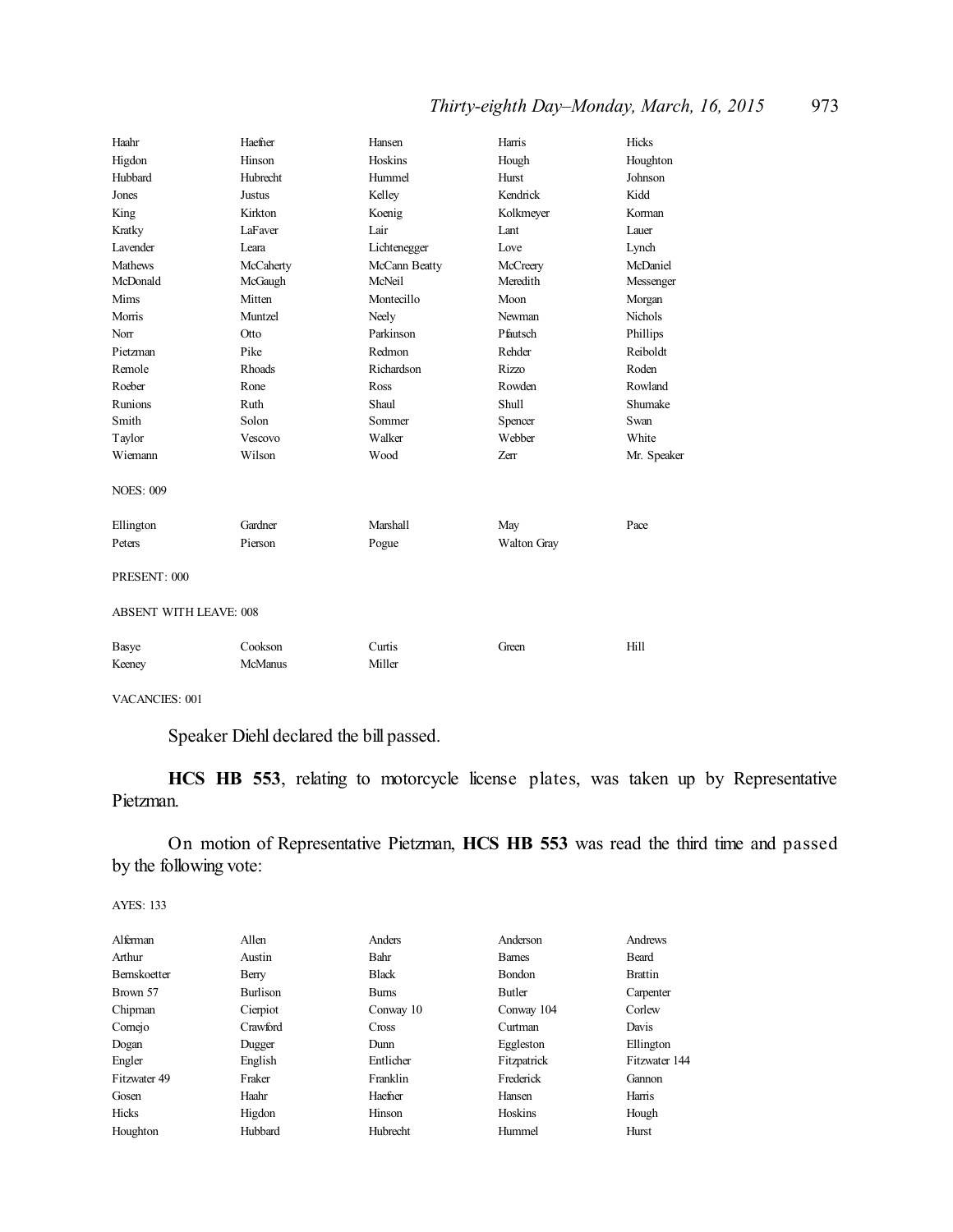| | | | | |
|---|---|---|---|---|
| Haahr | Haefner | Hansen | Harris | Hicks |
| Higdon | Hinson | Hoskins | Hough | Houghton |
| Hubbard | Hubrecht | Hummel | Hurst | Johnson |
| Jones | Justus | Kelley | Kendrick | Kidd |
| King | Kirkton | Koenig | Kolkmeyer | Korman |
| Kratky | LaFaver | Lair | Lant | Lauer |
| Lavender | Leara | Lichtenegger | Love | Lynch |
| Mathews | McCaherty | McCann Beatty | McCreery | McDaniel |
| McDonald | McGaugh | McNeil | Meredith | Messenger |
| Mims | Mitten | Montecillo | Moon | Morgan |
| Morris | Muntzel | Neely | Newman | Nichols |
| Norr | Otto | Parkinson | Pfautsch | Phillips |
| Pietzman | Pike | Redmon | Rehder | Reiboldt |
| Remole | Rhoads | Richardson | Rizzo | Roden |
| Roeber | Rone | Ross | Rowden | Rowland |
| Runions | Ruth | Shaul | Shull | Shumake |
| Smith | Solon | Sommer | Spencer | Swan |
| Taylor | Vescovo | Walker | Webber | White |
| Wiemann | Wilson | Wood | Zerr | Mr. Speaker |

NOES: 009

| | | | | |
|---|---|---|---|---|
| Ellington | Gardner | Marshall | May | Pace |
| Peters | Pierson | Pogue | Walton Gray | |

PRESENT: 000

ABSENT WITH LEAVE: 008

| | | | | |
|---|---|---|---|---|
| Basye | Cookson | Curtis | Green | Hill |
| Keeney | McManus | Miller | | |

VACANCIES: 001

Speaker Diehl declared the bill passed.

**HCS HB 553**, relating to motorcycle license plates, was taken up by Representative Pietzman.

On motion of Representative Pietzman, **HCS HB 553** was read the third time and passed by the following vote:

AYES: 133

| | | | | |
|---|---|---|---|---|
| Alferman | Allen | Anders | Anderson | Andrews |
| Arthur | Austin | Bahr | Barnes | Beard |
| Bernskoetter | Berry | Black | Bondon | Brattin |
| Brown 57 | Burlison | Burns | Butler | Carpenter |
| Chipman | Cierpiot | Conway 10 | Conway 104 | Corlew |
| Cornejo | Crawford | Cross | Curtman | Davis |
| Dogan | Dugger | Dunn | Eggleston | Ellington |
| Engler | English | Entlicher | Fitzpatrick | Fitzwater 144 |
| Fitzwater 49 | Fraker | Franklin | Frederick | Gannon |
| Gosen | Haahr | Haefner | Hansen | Harris |
| Hicks | Higdon | Hinson | Hoskins | Hough |
| Houghton | Hubbard | Hubrecht | Hummel | Hurst |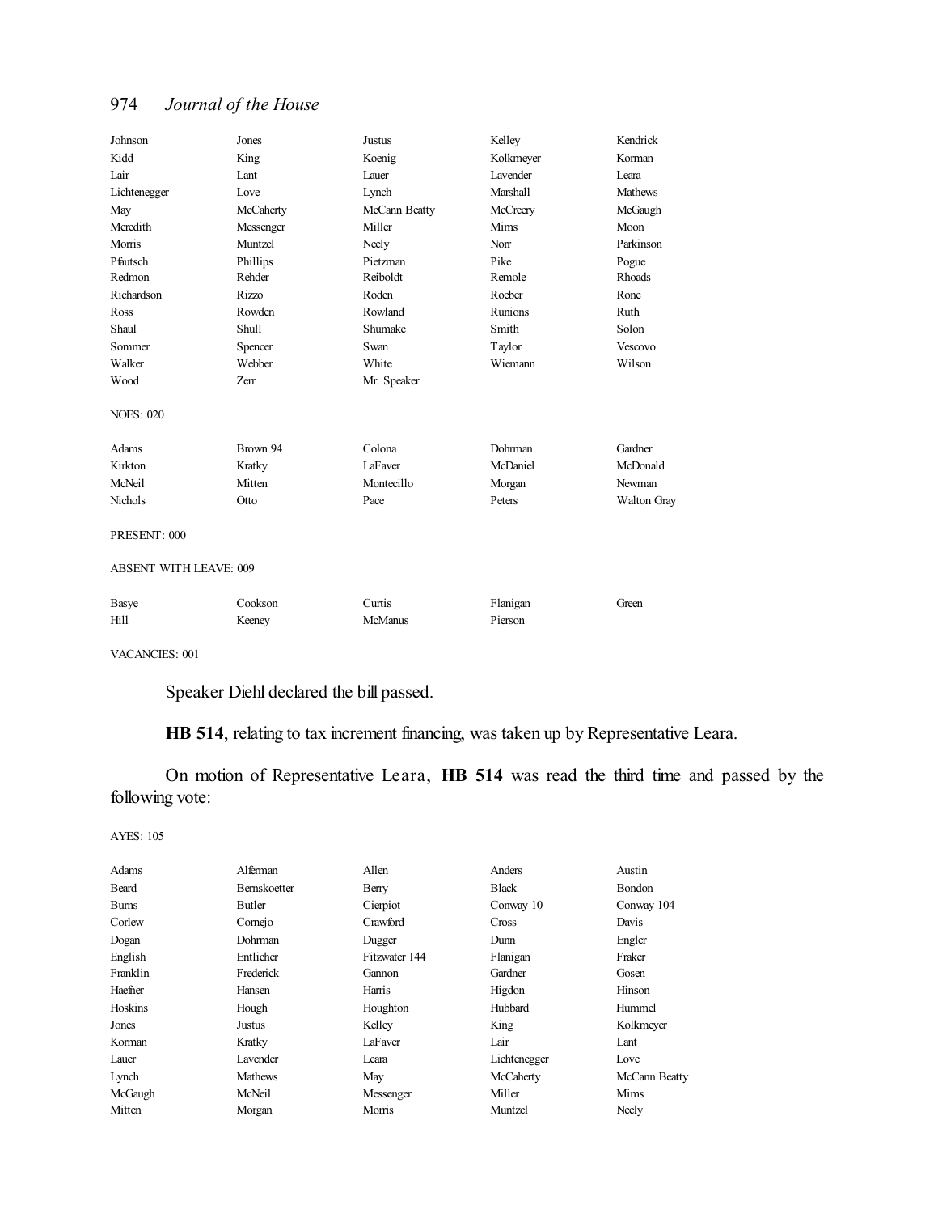| | | | | |
|---|---|---|---|---|
| Johnson | Jones | Justus | Kelley | Kendrick |
| Kidd | King | Koenig | Kolkmeyer | Korman |
| Lair | Lant | Lauer | Lavender | Leara |
| Lichtenegger | Love | Lynch | Marshall | Mathews |
| May | McCaherty | McCann Beatty | McCreery | McGaugh |
| Meredith | Messenger | Miller | Mims | Moon |
| Morris | Muntzel | Neely | Norr | Parkinson |
| Pfautsch | Phillips | Pietzman | Pike | Pogue |
| Redmon | Rehder | Reiboldt | Remole | Rhoads |
| Richardson | Rizzo | Roden | Roeber | Rone |
| Ross | Rowden | Rowland | Runions | Ruth |
| Shaul | Shull | Shumake | Smith | Solon |
| Sommer | Spencer | Swan | Taylor | Vescovo |
| Walker | Webber | White | Wiemann | Wilson |
| Wood | Zerr | Mr. Speaker | | |

NOES: 020

| | | | | |
|---|---|---|---|---|
| Adams | Brown 94 | Colona | Dohrman | Gardner |
| Kirkton | Kratky | LaFaver | McDaniel | McDonald |
| McNeil | Mitten | Montecillo | Morgan | Newman |
| Nichols | Otto | Pace | Peters | Walton Gray |

PRESENT: 000

ABSENT WITH LEAVE: 009

| | | | | |
|---|---|---|---|---|
| Basye | Cookson | Curtis | Flanigan | Green |
| Hill | Keeney | McManus | Pierson | |

VACANCIES: 001

Speaker Diehl declared the bill passed.

**HB 514**, relating to tax increment financing, was taken up by Representative Leara.

On motion of Representative Leara, **HB 514** was read the third time and passed by the following vote:

AYES: 105

| | | | | |
|---|---|---|---|---|
| Adams | Alferman | Allen | Anders | Austin |
| Beard | Bernskoetter | Berry | Black | Bondon |
| Burns | Butler | Cierpiot | Conway 10 | Conway 104 |
| Corlew | Cornejo | Crawford | Cross | Davis |
| Dogan | Dohrman | Dugger | Dunn | Engler |
| English | Entlicher | Fitzwater 144 | Flanigan | Fraker |
| Franklin | Frederick | Gannon | Gardner | Gosen |
| Haefner | Hansen | Harris | Higdon | Hinson |
| Hoskins | Hough | Houghton | Hubbard | Hummel |
| Jones | Justus | Kelley | King | Kolkmeyer |
| Korman | Kratky | LaFaver | Lair | Lant |
| Lauer | Lavender | Leara | Lichtenegger | Love |
| Lynch | Mathews | May | McCaherty | McCann Beatty |
| McGaugh | McNeil | Messenger | Miller | Mims |
| Mitten | Morgan | Morris | Muntzel | Neely |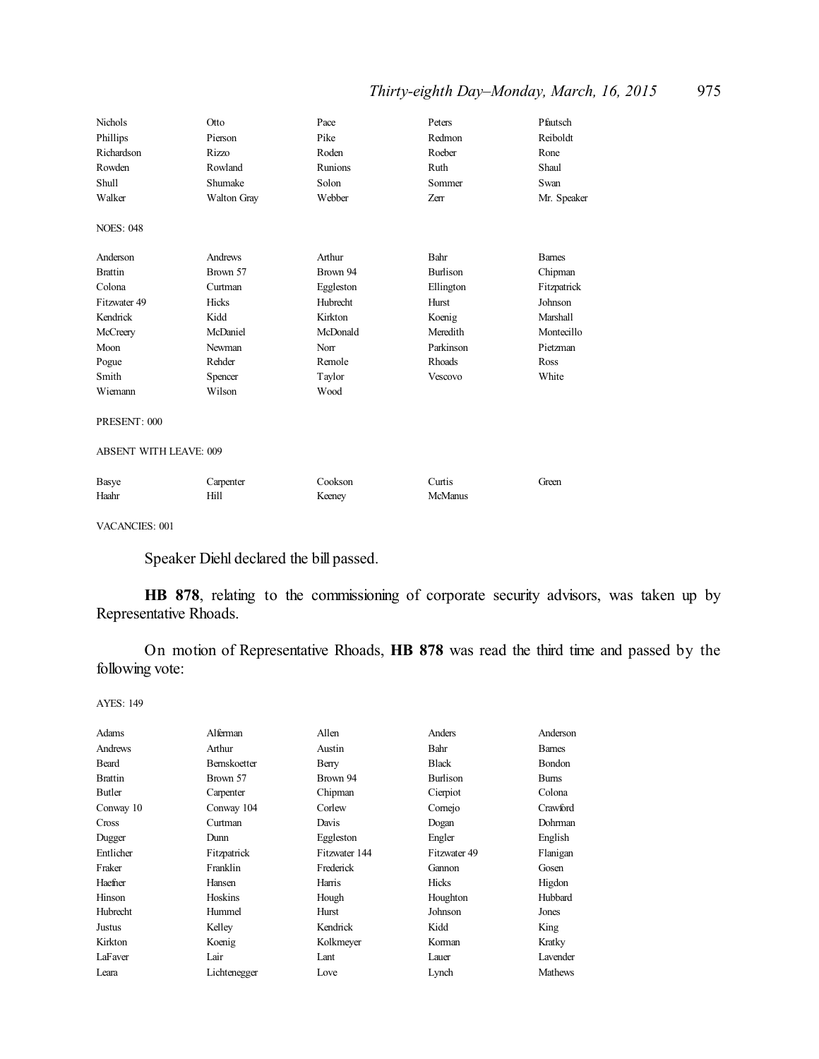| | | | | |
|---|---|---|---|---|
| Nichols | Otto | Pace | Peters | Pfautsch |
| Phillips | Pierson | Pike | Redmon | Reiboldt |
| Richardson | Rizzo | Roden | Roeber | Rone |
| Rowden | Rowland | Runions | Ruth | Shaul |
| Shull | Shumake | Solon | Sommer | Swan |
| Walker | Walton Gray | Webber | Zerr | Mr. Speaker |

NOES: 048

| | | | | |
|---|---|---|---|---|
| Anderson | Andrews | Arthur | Bahr | Barnes |
| Brattin | Brown 57 | Brown 94 | Burlison | Chipman |
| Colona | Curtman | Eggleston | Ellington | Fitzpatrick |
| Fitzwater 49 | Hicks | Hubrecht | Hurst | Johnson |
| Kendrick | Kidd | Kirkton | Koenig | Marshall |
| McCreery | McDaniel | McDonald | Meredith | Montecillo |
| Moon | Newman | Norr | Parkinson | Pietzman |
| Pogue | Rehder | Remole | Rhoads | Ross |
| Smith | Spencer | Taylor | Vescovo | White |
| Wiemann | Wilson | Wood | | |

PRESENT: 000

ABSENT WITH LEAVE: 009

| | | | | |
|---|---|---|---|---|
| Basye | Carpenter | Cookson | Curtis | Green |
| Haahr | Hill | Keeney | McManus | |

VACANCIES: 001

Speaker Diehl declared the bill passed.

**HB 878**, relating to the commissioning of corporate security advisors, was taken up by Representative Rhoads.

On motion of Representative Rhoads, **HB 878** was read the third time and passed by the following vote:

AYES: 149

| | | | | |
|---|---|---|---|---|
| Adams | Alferman | Allen | Anders | Anderson |
| Andrews | Arthur | Austin | Bahr | Barnes |
| Beard | Bernskoetter | Berry | Black | Bondon |
| Brattin | Brown 57 | Brown 94 | Burlison | Burns |
| Butler | Carpenter | Chipman | Cierpiot | Colona |
| Conway 10 | Conway 104 | Corlew | Cornejo | Crawford |
| Cross | Curtman | Davis | Dogan | Dohrman |
| Dugger | Dunn | Eggleston | Engler | English |
| Entlicher | Fitzpatrick | Fitzwater 144 | Fitzwater 49 | Flanigan |
| Fraker | Franklin | Frederick | Gannon | Gosen |
| Haefner | Hansen | Harris | Hicks | Higdon |
| Hinson | Hoskins | Hough | Houghton | Hubbard |
| Hubrecht | Hummel | Hurst | Johnson | Jones |
| Justus | Kelley | Kendrick | Kidd | King |
| Kirkton | Koenig | Kolkmeyer | Korman | Kratky |
| LaFaver | Lair | Lant | Lauer | Lavender |
| Leara | Lichtenegger | Love | Lynch | Mathews |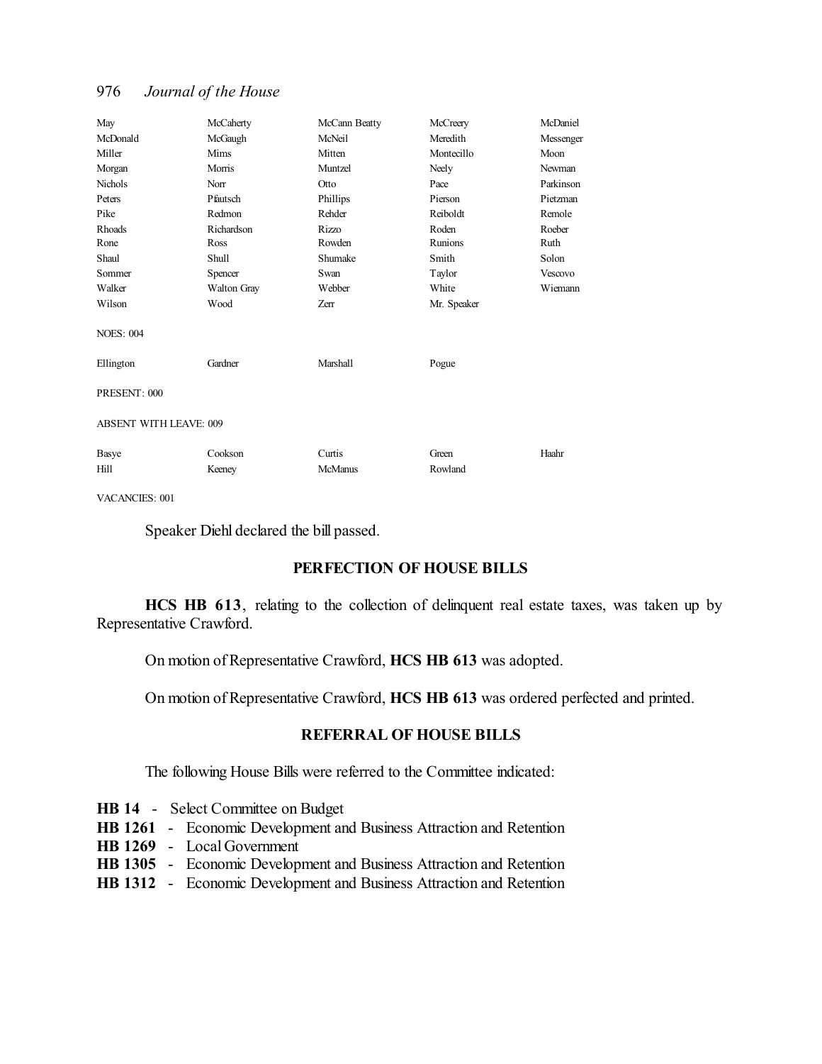| | | | | |
|---|---|---|---|---|
| May | McCaherty | McCann Beatty | McCreery | McDaniel |
| McDonald | McGaugh | McNeil | Meredith | Messenger |
| Miller | Mims | Mitten | Montecillo | Moon |
| Morgan | Morris | Muntzel | Neely | Newman |
| Nichols | Norr | Otto | Pace | Parkinson |
| Peters | Pfautsch | Phillips | Pierson | Pietzman |
| Pike | Redmon | Rehder | Reiboldt | Remole |
| Rhoads | Richardson | Rizzo | Roden | Roeber |
| Rone | Ross | Rowden | Runions | Ruth |
| Shaul | Shull | Shumake | Smith | Solon |
| Sommer | Spencer | Swan | Taylor | Vescovo |
| Walker | Walton Gray | Webber | White | Wiemann |
| Wilson | Wood | Zerr | Mr. Speaker | |

NOES: 004

| | | | |
|---|---|---|---|
| Ellington | Gardner | Marshall | Pogue |

PRESENT: 000

ABSENT WITH LEAVE: 009

| | | | | |
|---|---|---|---|---|
| Basye | Cookson | Curtis | Green | Haahr |
| Hill | Keeney | McManus | Rowland | |

VACANCIES: 001

Speaker Diehl declared the bill passed.

## PERFECTION OF HOUSE BILLS

**HCS HB 613**, relating to the collection of delinquent real estate taxes, was taken up by Representative Crawford.

On motion of Representative Crawford, **HCS HB 613** was adopted.

On motion of Representative Crawford, **HCS HB 613** was ordered perfected and printed.

## REFERRAL OF HOUSE BILLS

The following House Bills were referred to the Committee indicated:

**HB 14** - Select Committee on Budget
**HB 1261** - Economic Development and Business Attraction and Retention
**HB 1269** - Local Government
**HB 1305** - Economic Development and Business Attraction and Retention
**HB 1312** - Economic Development and Business Attraction and Retention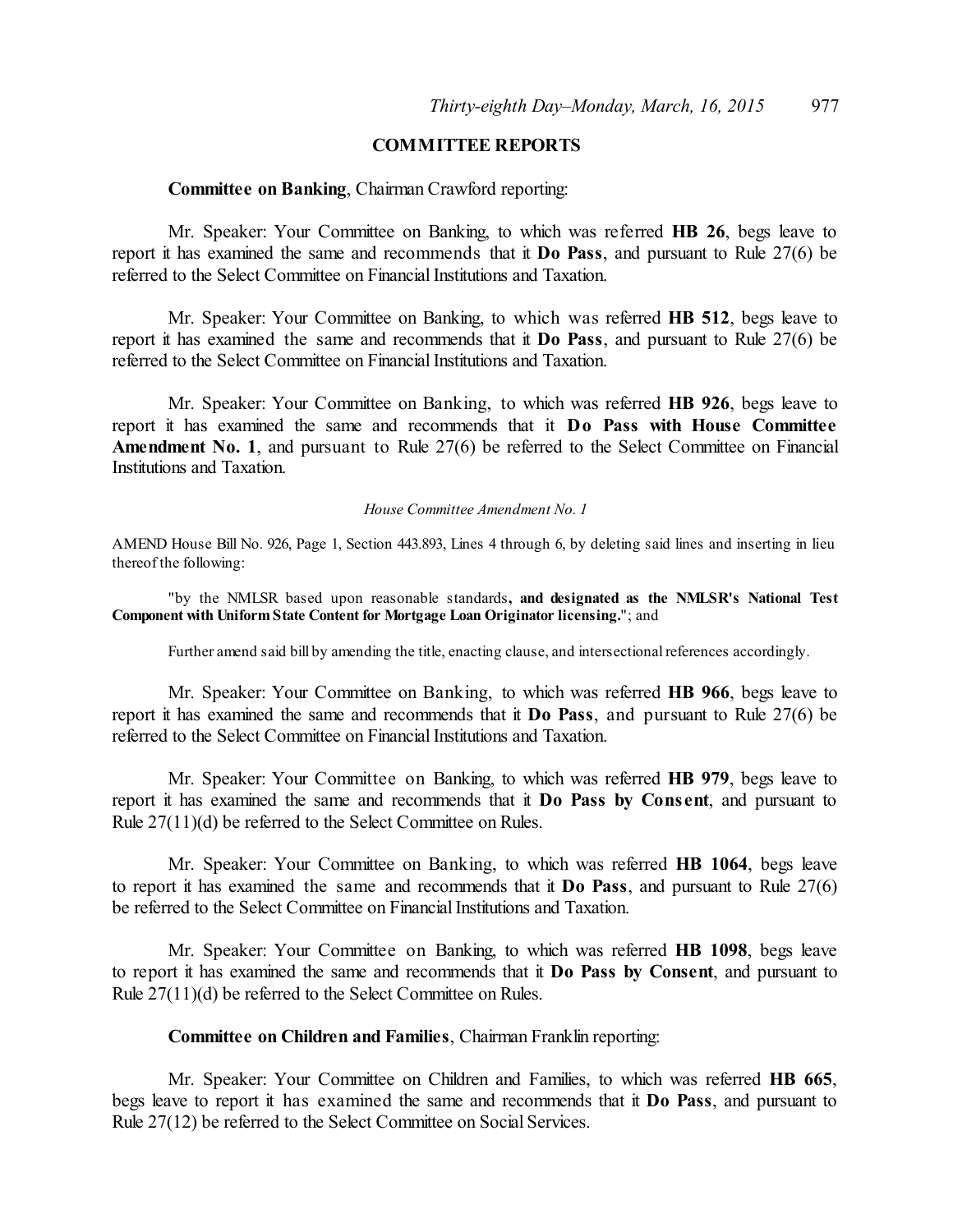## COMMITTEE REPORTS

**Committee on Banking**, Chairman Crawford reporting:

Mr. Speaker: Your Committee on Banking, to which was referred **HB 26**, begs leave to report it has examined the same and recommends that it **Do Pass**, and pursuant to Rule 27(6) be referred to the Select Committee on Financial Institutions and Taxation.

Mr. Speaker: Your Committee on Banking, to which was referred **HB 512**, begs leave to report it has examined the same and recommends that it **Do Pass**, and pursuant to Rule 27(6) be referred to the Select Committee on Financial Institutions and Taxation.

Mr. Speaker: Your Committee on Banking, to which was referred **HB 926**, begs leave to report it has examined the same and recommends that it **Do Pass with House Committee Amendment No. 1**, and pursuant to Rule 27(6) be referred to the Select Committee on Financial Institutions and Taxation.

*House Committee Amendment No. 1*

AMEND House Bill No. 926, Page 1, Section 443.893, Lines 4 through 6, by deleting said lines and inserting in lieu thereof the following:

"by the NMLSR based upon reasonable standards**, and designated as the NMLSR's National Test Component with Uniform State Content for Mortgage Loan Originator licensing.**"; and

Further amend said bill by amending the title, enacting clause, and intersectional references accordingly.

Mr. Speaker: Your Committee on Banking, to which was referred **HB 966**, begs leave to report it has examined the same and recommends that it **Do Pass**, and pursuant to Rule 27(6) be referred to the Select Committee on Financial Institutions and Taxation.

Mr. Speaker: Your Committee on Banking, to which was referred **HB 979**, begs leave to report it has examined the same and recommends that it **Do Pass by Consent**, and pursuant to Rule 27(11)(d) be referred to the Select Committee on Rules.

Mr. Speaker: Your Committee on Banking, to which was referred **HB 1064**, begs leave to report it has examined the same and recommends that it **Do Pass**, and pursuant to Rule 27(6) be referred to the Select Committee on Financial Institutions and Taxation.

Mr. Speaker: Your Committee on Banking, to which was referred **HB 1098**, begs leave to report it has examined the same and recommends that it **Do Pass by Consent**, and pursuant to Rule 27(11)(d) be referred to the Select Committee on Rules.

**Committee on Children and Families**, Chairman Franklin reporting:

Mr. Speaker: Your Committee on Children and Families, to which was referred **HB 665**, begs leave to report it has examined the same and recommends that it **Do Pass**, and pursuant to Rule 27(12) be referred to the Select Committee on Social Services.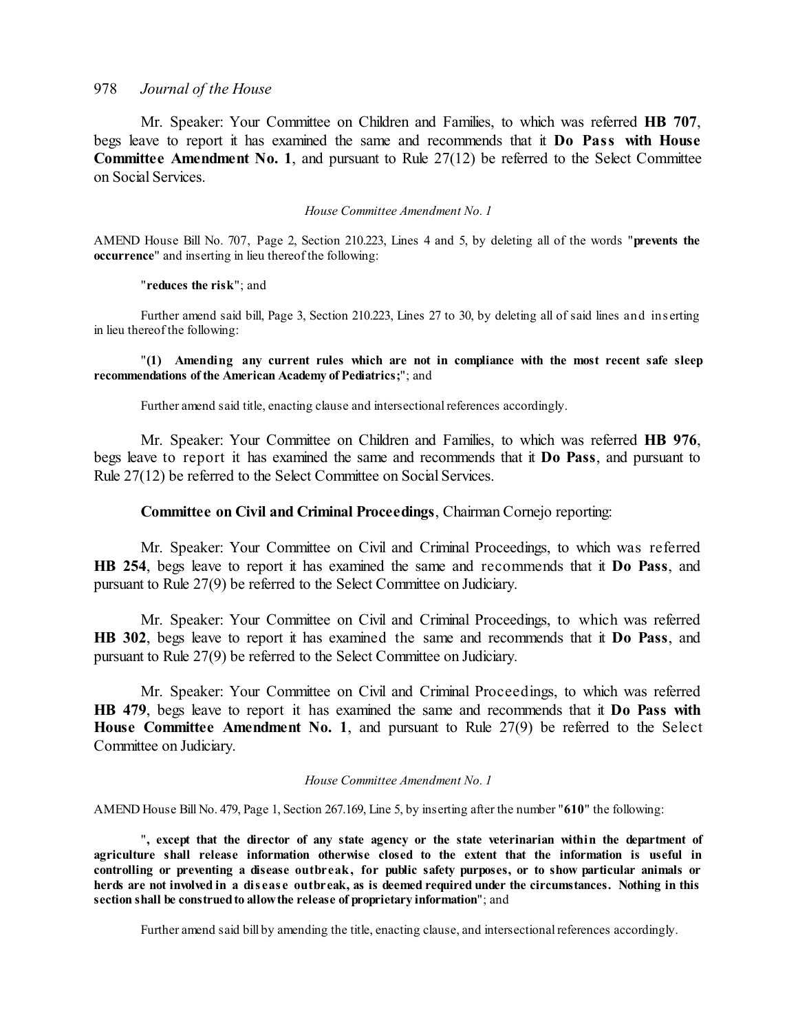Mr. Speaker: Your Committee on Children and Families, to which was referred **HB 707**, begs leave to report it has examined the same and recommends that it **Do Pass with House Committee Amendment No. 1**, and pursuant to Rule 27(12) be referred to the Select Committee on Social Services.

*House Committee Amendment No. 1*

AMEND House Bill No. 707, Page 2, Section 210.223, Lines 4 and 5, by deleting all of the words "**prevents the occurrence**" and inserting in lieu thereof the following:

"**reduces the risk**"; and

Further amend said bill, Page 3, Section 210.223, Lines 27 to 30, by deleting all of said lines and inserting in lieu thereof the following:

"**(1) Amending any current rules which are not in compliance with the most recent safe sleep recommendations of the American Academy of Pediatrics;**"; and

Further amend said title, enacting clause and intersectional references accordingly.

Mr. Speaker: Your Committee on Children and Families, to which was referred **HB 976**, begs leave to report it has examined the same and recommends that it **Do Pass**, and pursuant to Rule 27(12) be referred to the Select Committee on Social Services.

**Committee on Civil and Criminal Proceedings**, Chairman Cornejo reporting:

Mr. Speaker: Your Committee on Civil and Criminal Proceedings, to which was referred **HB 254**, begs leave to report it has examined the same and recommends that it **Do Pass**, and pursuant to Rule 27(9) be referred to the Select Committee on Judiciary.

Mr. Speaker: Your Committee on Civil and Criminal Proceedings, to which was referred **HB 302**, begs leave to report it has examined the same and recommends that it **Do Pass**, and pursuant to Rule 27(9) be referred to the Select Committee on Judiciary.

Mr. Speaker: Your Committee on Civil and Criminal Proceedings, to which was referred **HB 479**, begs leave to report it has examined the same and recommends that it **Do Pass with House Committee Amendment No. 1**, and pursuant to Rule 27(9) be referred to the Select Committee on Judiciary.

*House Committee Amendment No. 1*

AMEND House Bill No. 479, Page 1, Section 267.169, Line 5, by inserting after the number "**610**" the following:

"**, except that the director of any state agency or the state veterinarian within the department of agriculture shall release information otherwise closed to the extent that the information is useful in controlling or preventing a disease outbreak, for public safety purposes, or to show particular animals or herds are not involved in a disease outbreak, as is deemed required under the circumstances. Nothing in this section shall be construed to allow the release of proprietary information**"; and

Further amend said bill by amending the title, enacting clause, and intersectional references accordingly.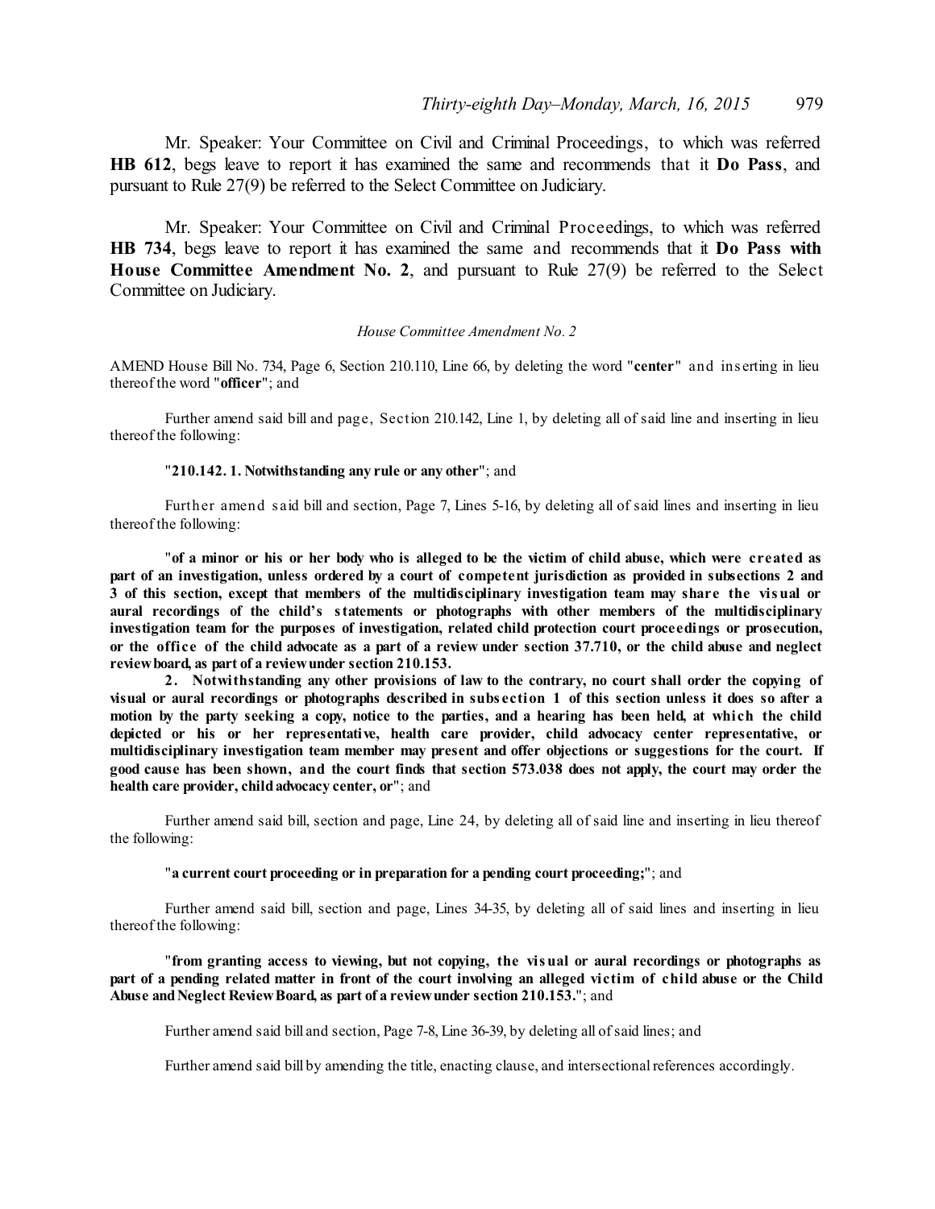Mr. Speaker: Your Committee on Civil and Criminal Proceedings, to which was referred **HB 612**, begs leave to report it has examined the same and recommends that it **Do Pass**, and pursuant to Rule 27(9) be referred to the Select Committee on Judiciary.

Mr. Speaker: Your Committee on Civil and Criminal Proceedings, to which was referred **HB 734**, begs leave to report it has examined the same and recommends that it **Do Pass with House Committee Amendment No. 2**, and pursuant to Rule 27(9) be referred to the Select Committee on Judiciary.

*House Committee Amendment No. 2*

AMEND House Bill No. 734, Page 6, Section 210.110, Line 66, by deleting the word "**center**" and inserting in lieu thereof the word "**officer**"; and

Further amend said bill and page, Section 210.142, Line 1, by deleting all of said line and inserting in lieu thereof the following:

"**210.142. 1. Notwithstanding any rule or any other**"; and

Further amend said bill and section, Page 7, Lines 5-16, by deleting all of said lines and inserting in lieu thereof the following:

"**of a minor or his or her body who is alleged to be the victim of child abuse, which were created as part of an investigation, unless ordered by a court of competent jurisdiction as provided in subsections 2 and 3 of this section, except that members of the multidisciplinary investigation team may share the visual or aural recordings of the child's statements or photographs with other members of the multidisciplinary investigation team for the purposes of investigation, related child protection court proceedings or prosecution, or the office of the child advocate as a part of a review under section 37.710, or the child abuse and neglect review board, as part of a review under section 210.153.**

**2. Notwithstanding any other provisions of law to the contrary, no court shall order the copying of visual or aural recordings or photographs described in subsection 1 of this section unless it does so after a motion by the party seeking a copy, notice to the parties, and a hearing has been held, at which the child depicted or his or her representative, health care provider, child advocacy center representative, or multidisciplinary investigation team member may present and offer objections or suggestions for the court. If good cause has been shown, and the court finds that section 573.038 does not apply, the court may order the health care provider, child advocacy center, or**"; and

Further amend said bill, section and page, Line 24, by deleting all of said line and inserting in lieu thereof the following:

"**a current court proceeding or in preparation for a pending court proceeding;**"; and

Further amend said bill, section and page, Lines 34-35, by deleting all of said lines and inserting in lieu thereof the following:

"**from granting access to viewing, but not copying, the visual or aural recordings or photographs as part of a pending related matter in front of the court involving an alleged victim of child abuse or the Child Abuse and Neglect Review Board, as part of a review under section 210.153.**"; and

Further amend said bill and section, Page 7-8, Line 36-39, by deleting all of said lines; and

Further amend said bill by amending the title, enacting clause, and intersectional references accordingly.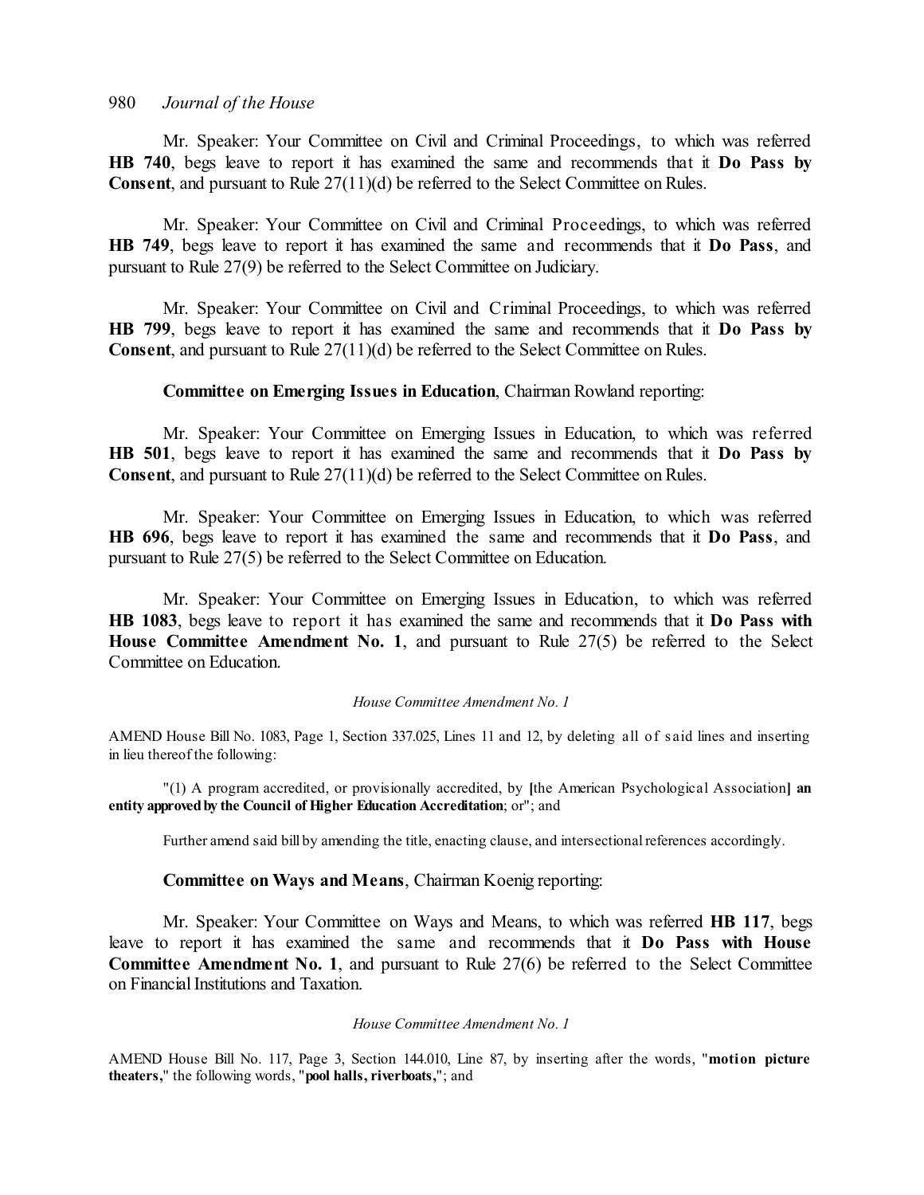Mr. Speaker: Your Committee on Civil and Criminal Proceedings, to which was referred **HB 740**, begs leave to report it has examined the same and recommends that it **Do Pass by Consent**, and pursuant to Rule 27(11)(d) be referred to the Select Committee on Rules.

Mr. Speaker: Your Committee on Civil and Criminal Proceedings, to which was referred **HB 749**, begs leave to report it has examined the same and recommends that it **Do Pass**, and pursuant to Rule 27(9) be referred to the Select Committee on Judiciary.

Mr. Speaker: Your Committee on Civil and Criminal Proceedings, to which was referred **HB 799**, begs leave to report it has examined the same and recommends that it **Do Pass by Consent**, and pursuant to Rule 27(11)(d) be referred to the Select Committee on Rules.

**Committee on Emerging Issues in Education**, Chairman Rowland reporting:

Mr. Speaker: Your Committee on Emerging Issues in Education, to which was referred **HB 501**, begs leave to report it has examined the same and recommends that it **Do Pass by Consent**, and pursuant to Rule 27(11)(d) be referred to the Select Committee on Rules.

Mr. Speaker: Your Committee on Emerging Issues in Education, to which was referred **HB 696**, begs leave to report it has examined the same and recommends that it **Do Pass**, and pursuant to Rule 27(5) be referred to the Select Committee on Education.

Mr. Speaker: Your Committee on Emerging Issues in Education, to which was referred **HB 1083**, begs leave to report it has examined the same and recommends that it **Do Pass with House Committee Amendment No. 1**, and pursuant to Rule 27(5) be referred to the Select Committee on Education.

*House Committee Amendment No. 1*

AMEND House Bill No. 1083, Page 1, Section 337.025, Lines 11 and 12, by deleting all of said lines and inserting in lieu thereof the following:

"(1) A program accredited, or provisionally accredited, by **[**the American Psychological Association**] an entity approved by the Council of Higher Education Accreditation**; or"; and

Further amend said bill by amending the title, enacting clause, and intersectional references accordingly.

**Committee on Ways and Means**, Chairman Koenig reporting:

Mr. Speaker: Your Committee on Ways and Means, to which was referred **HB 117**, begs leave to report it has examined the same and recommends that it **Do Pass with House Committee Amendment No. 1**, and pursuant to Rule 27(6) be referred to the Select Committee on Financial Institutions and Taxation.

*House Committee Amendment No. 1*

AMEND House Bill No. 117, Page 3, Section 144.010, Line 87, by inserting after the words, "**motion picture theaters,**" the following words, "**pool halls, riverboats,**"; and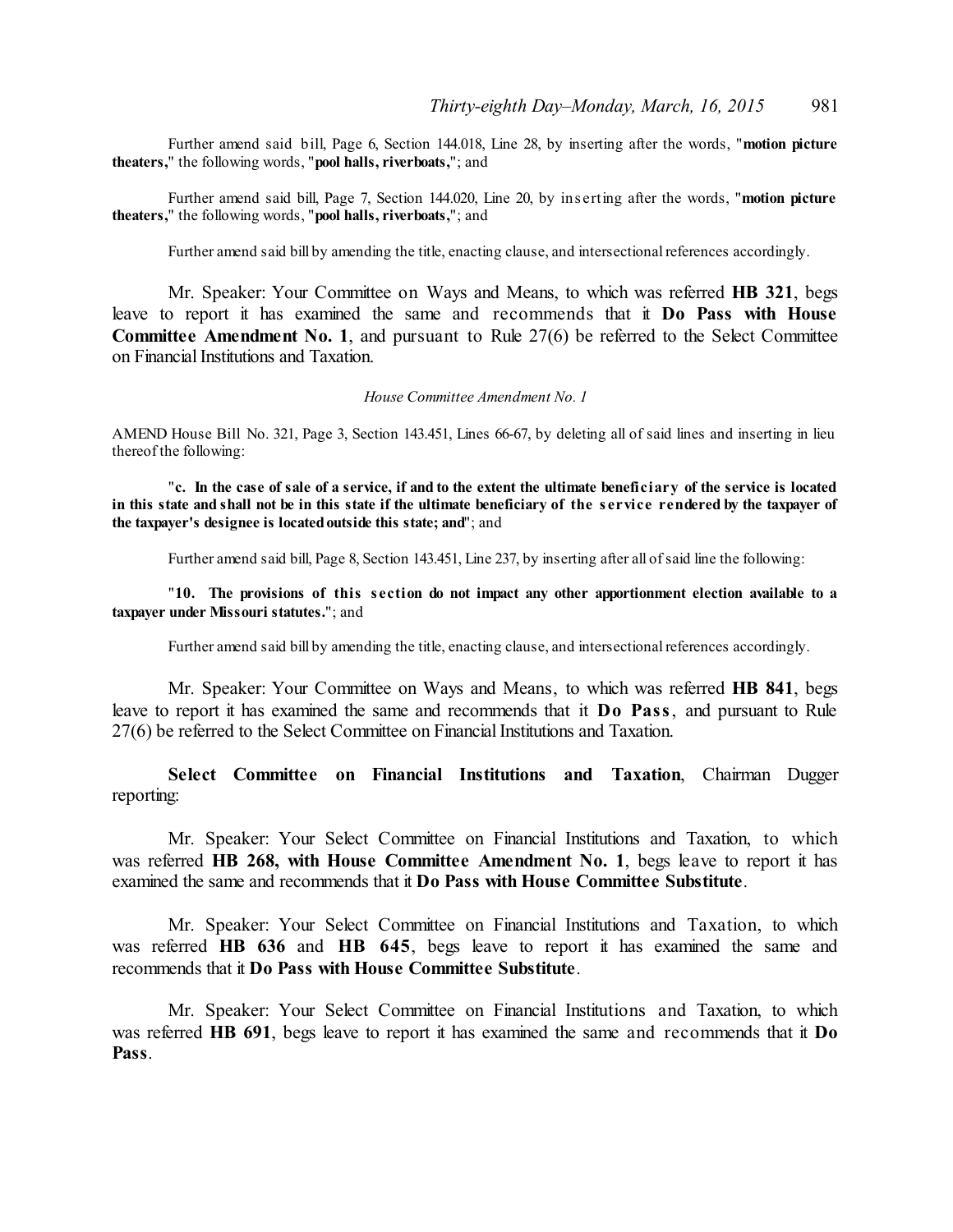Further amend said bill, Page 6, Section 144.018, Line 28, by inserting after the words, "**motion picture theaters,**" the following words, "**pool halls, riverboats,**"; and

Further amend said bill, Page 7, Section 144.020, Line 20, by inserting after the words, "**motion picture theaters,**" the following words, "**pool halls, riverboats,**"; and

Further amend said bill by amending the title, enacting clause, and intersectional references accordingly.

Mr. Speaker: Your Committee on Ways and Means, to which was referred **HB 321**, begs leave to report it has examined the same and recommends that it **Do Pass with House Committee Amendment No. 1**, and pursuant to Rule 27(6) be referred to the Select Committee on Financial Institutions and Taxation.

*House Committee Amendment No. 1*

AMEND House Bill No. 321, Page 3, Section 143.451, Lines 66-67, by deleting all of said lines and inserting in lieu thereof the following:

"**c. In the case of sale of a service, if and to the extent the ultimate beneficiary of the service is located in this state and shall not be in this state if the ultimate beneficiary of the service rendered by the taxpayer of the taxpayer's designee is located outside this state; and**"; and

Further amend said bill, Page 8, Section 143.451, Line 237, by inserting after all of said line the following:

"**10. The provisions of this section do not impact any other apportionment election available to a taxpayer under Missouri statutes.**"; and

Further amend said bill by amending the title, enacting clause, and intersectional references accordingly.

Mr. Speaker: Your Committee on Ways and Means, to which was referred **HB 841**, begs leave to report it has examined the same and recommends that it **Do Pass**, and pursuant to Rule 27(6) be referred to the Select Committee on Financial Institutions and Taxation.

**Select Committee on Financial Institutions and Taxation**, Chairman Dugger reporting:

Mr. Speaker: Your Select Committee on Financial Institutions and Taxation, to which was referred **HB 268, with House Committee Amendment No. 1**, begs leave to report it has examined the same and recommends that it **Do Pass with House Committee Substitute**.

Mr. Speaker: Your Select Committee on Financial Institutions and Taxation, to which was referred **HB 636** and **HB 645**, begs leave to report it has examined the same and recommends that it **Do Pass with House Committee Substitute**.

Mr. Speaker: Your Select Committee on Financial Institutions and Taxation, to which was referred **HB 691**, begs leave to report it has examined the same and recommends that it **Do Pass**.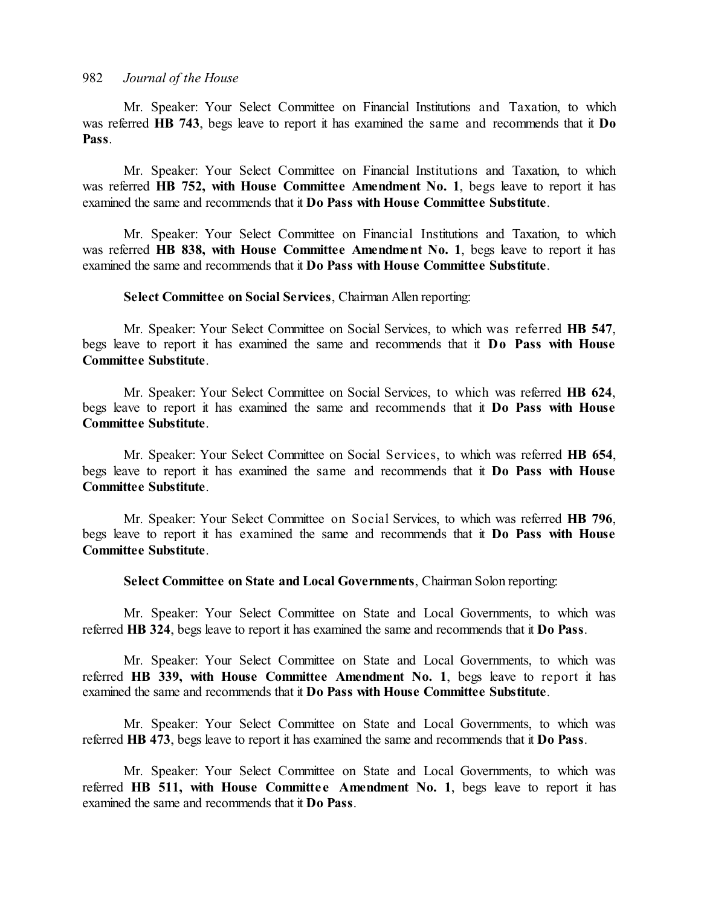Mr. Speaker: Your Select Committee on Financial Institutions and Taxation, to which was referred **HB 743**, begs leave to report it has examined the same and recommends that it **Do Pass**.

Mr. Speaker: Your Select Committee on Financial Institutions and Taxation, to which was referred **HB 752, with House Committee Amendment No. 1**, begs leave to report it has examined the same and recommends that it **Do Pass with House Committee Substitute**.

Mr. Speaker: Your Select Committee on Financial Institutions and Taxation, to which was referred **HB 838, with House Committee Amendment No. 1**, begs leave to report it has examined the same and recommends that it **Do Pass with House Committee Substitute**.

**Select Committee on Social Services**, Chairman Allen reporting:

Mr. Speaker: Your Select Committee on Social Services, to which was referred **HB 547**, begs leave to report it has examined the same and recommends that it **Do Pass with House Committee Substitute**.

Mr. Speaker: Your Select Committee on Social Services, to which was referred **HB 624**, begs leave to report it has examined the same and recommends that it **Do Pass with House Committee Substitute**.

Mr. Speaker: Your Select Committee on Social Services, to which was referred **HB 654**, begs leave to report it has examined the same and recommends that it **Do Pass with House Committee Substitute**.

Mr. Speaker: Your Select Committee on Social Services, to which was referred **HB 796**, begs leave to report it has examined the same and recommends that it **Do Pass with House Committee Substitute**.

**Select Committee on State and Local Governments**, Chairman Solon reporting:

Mr. Speaker: Your Select Committee on State and Local Governments, to which was referred **HB 324**, begs leave to report it has examined the same and recommends that it **Do Pass**.

Mr. Speaker: Your Select Committee on State and Local Governments, to which was referred **HB 339, with House Committee Amendment No. 1**, begs leave to report it has examined the same and recommends that it **Do Pass with House Committee Substitute**.

Mr. Speaker: Your Select Committee on State and Local Governments, to which was referred **HB 473**, begs leave to report it has examined the same and recommends that it **Do Pass**.

Mr. Speaker: Your Select Committee on State and Local Governments, to which was referred **HB 511, with House Committee Amendment No. 1**, begs leave to report it has examined the same and recommends that it **Do Pass**.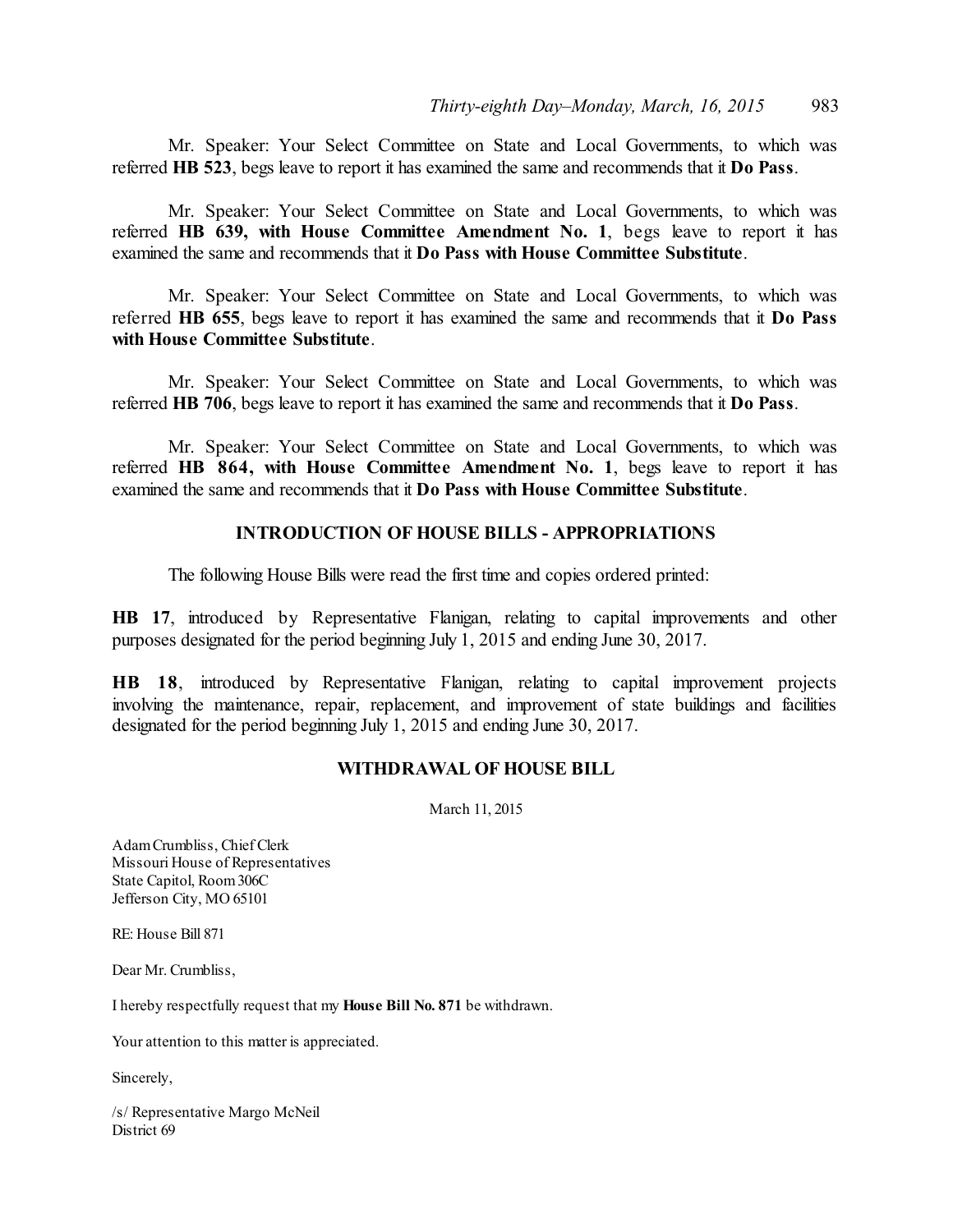Mr. Speaker: Your Select Committee on State and Local Governments, to which was referred **HB 523**, begs leave to report it has examined the same and recommends that it **Do Pass**.

Mr. Speaker: Your Select Committee on State and Local Governments, to which was referred **HB 639, with House Committee Amendment No. 1**, begs leave to report it has examined the same and recommends that it **Do Pass with House Committee Substitute**.

Mr. Speaker: Your Select Committee on State and Local Governments, to which was referred **HB 655**, begs leave to report it has examined the same and recommends that it **Do Pass with House Committee Substitute**.

Mr. Speaker: Your Select Committee on State and Local Governments, to which was referred **HB 706**, begs leave to report it has examined the same and recommends that it **Do Pass**.

Mr. Speaker: Your Select Committee on State and Local Governments, to which was referred **HB 864, with House Committee Amendment No. 1**, begs leave to report it has examined the same and recommends that it **Do Pass with House Committee Substitute**.

## INTRODUCTION OF HOUSE BILLS - APPROPRIATIONS

The following House Bills were read the first time and copies ordered printed:

**HB 17**, introduced by Representative Flanigan, relating to capital improvements and other purposes designated for the period beginning July 1, 2015 and ending June 30, 2017.

**HB 18**, introduced by Representative Flanigan, relating to capital improvement projects involving the maintenance, repair, replacement, and improvement of state buildings and facilities designated for the period beginning July 1, 2015 and ending June 30, 2017.

## WITHDRAWAL OF HOUSE BILL

March 11, 2015

Adam Crumbliss, Chief Clerk
Missouri House of Representatives
State Capitol, Room 306C
Jefferson City, MO 65101

RE: House Bill 871

Dear Mr. Crumbliss,

I hereby respectfully request that my **House Bill No. 871** be withdrawn.

Your attention to this matter is appreciated.

Sincerely,

/s/ Representative Margo McNeil
District 69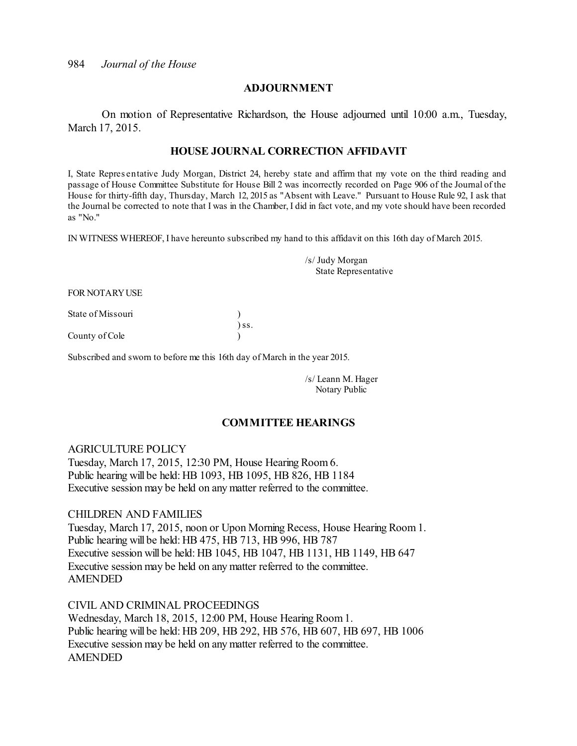## ADJOURNMENT

On motion of Representative Richardson, the House adjourned until 10:00 a.m., Tuesday, March 17, 2015.

## HOUSE JOURNAL CORRECTION AFFIDAVIT

I, State Representative Judy Morgan, District 24, hereby state and affirm that my vote on the third reading and passage of House Committee Substitute for House Bill 2 was incorrectly recorded on Page 906 of the Journal of the House for thirty-fifth day, Thursday, March 12, 2015 as "Absent with Leave." Pursuant to House Rule 92, I ask that the Journal be corrected to note that I was in the Chamber, I did in fact vote, and my vote should have been recorded as "No."

IN WITNESS WHEREOF, I have hereunto subscribed my hand to this affidavit on this 16th day of March 2015.

/s/ Judy Morgan
State Representative

FOR NOTARY USE

State of Missouri )
) ss.
County of Cole )

Subscribed and sworn to before me this 16th day of March in the year 2015.

/s/ Leann M. Hager
Notary Public

## COMMITTEE HEARINGS

AGRICULTURE POLICY
Tuesday, March 17, 2015, 12:30 PM, House Hearing Room 6.
Public hearing will be held: HB 1093, HB 1095, HB 826, HB 1184
Executive session may be held on any matter referred to the committee.

CHILDREN AND FAMILIES
Tuesday, March 17, 2015, noon or Upon Morning Recess, House Hearing Room 1.
Public hearing will be held: HB 475, HB 713, HB 996, HB 787
Executive session will be held: HB 1045, HB 1047, HB 1131, HB 1149, HB 647
Executive session may be held on any matter referred to the committee.
AMENDED

CIVIL AND CRIMINAL PROCEEDINGS
Wednesday, March 18, 2015, 12:00 PM, House Hearing Room 1.
Public hearing will be held: HB 209, HB 292, HB 576, HB 607, HB 697, HB 1006
Executive session may be held on any matter referred to the committee.
AMENDED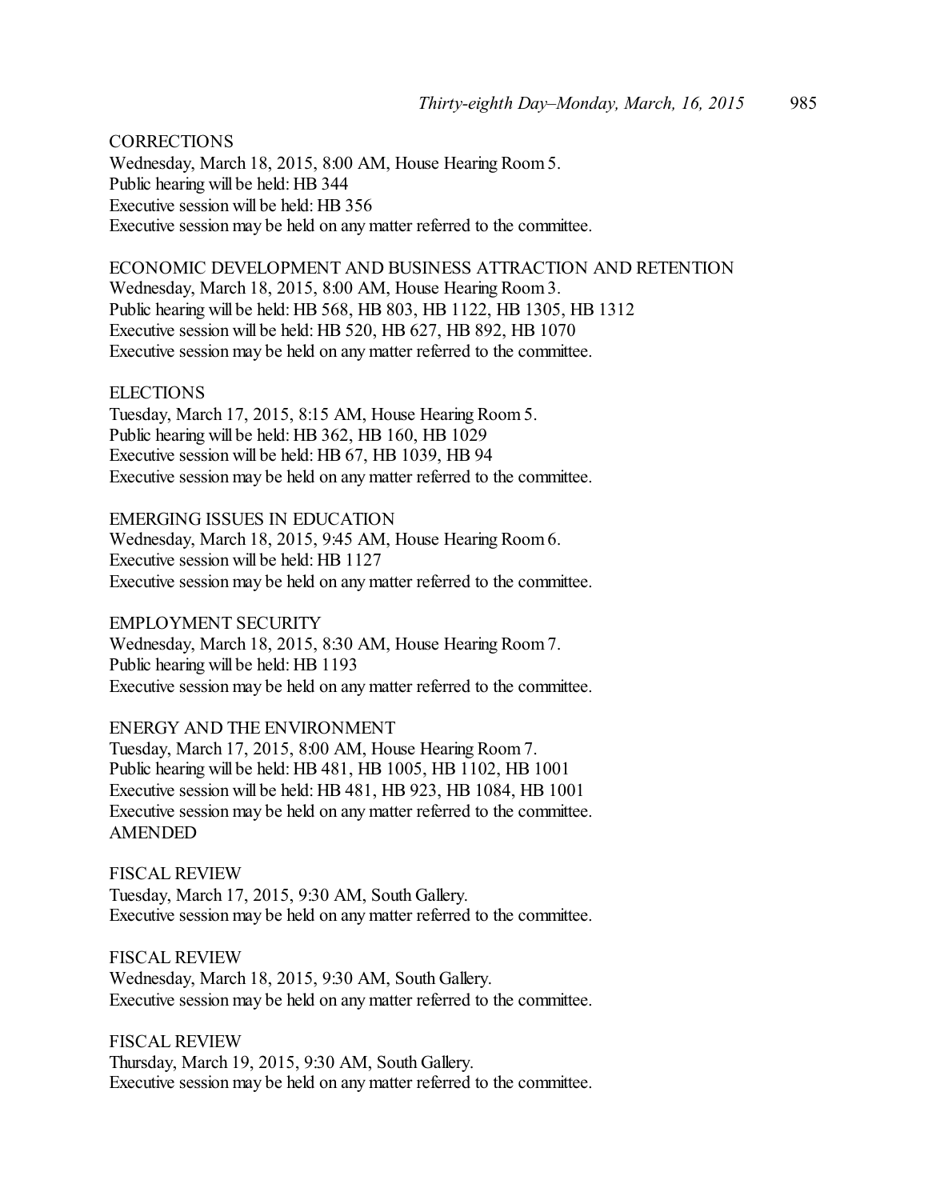CORRECTIONS
Wednesday, March 18, 2015, 8:00 AM, House Hearing Room 5.
Public hearing will be held: HB 344
Executive session will be held: HB 356
Executive session may be held on any matter referred to the committee.

ECONOMIC DEVELOPMENT AND BUSINESS ATTRACTION AND RETENTION
Wednesday, March 18, 2015, 8:00 AM, House Hearing Room 3.
Public hearing will be held: HB 568, HB 803, HB 1122, HB 1305, HB 1312
Executive session will be held: HB 520, HB 627, HB 892, HB 1070
Executive session may be held on any matter referred to the committee.

ELECTIONS
Tuesday, March 17, 2015, 8:15 AM, House Hearing Room 5.
Public hearing will be held: HB 362, HB 160, HB 1029
Executive session will be held: HB 67, HB 1039, HB 94
Executive session may be held on any matter referred to the committee.

EMERGING ISSUES IN EDUCATION
Wednesday, March 18, 2015, 9:45 AM, House Hearing Room 6.
Executive session will be held: HB 1127
Executive session may be held on any matter referred to the committee.

EMPLOYMENT SECURITY
Wednesday, March 18, 2015, 8:30 AM, House Hearing Room 7.
Public hearing will be held: HB 1193
Executive session may be held on any matter referred to the committee.

ENERGY AND THE ENVIRONMENT
Tuesday, March 17, 2015, 8:00 AM, House Hearing Room 7.
Public hearing will be held: HB 481, HB 1005, HB 1102, HB 1001
Executive session will be held: HB 481, HB 923, HB 1084, HB 1001
Executive session may be held on any matter referred to the committee.
AMENDED

FISCAL REVIEW
Tuesday, March 17, 2015, 9:30 AM, South Gallery.
Executive session may be held on any matter referred to the committee.

FISCAL REVIEW
Wednesday, March 18, 2015, 9:30 AM, South Gallery.
Executive session may be held on any matter referred to the committee.

FISCAL REVIEW
Thursday, March 19, 2015, 9:30 AM, South Gallery.
Executive session may be held on any matter referred to the committee.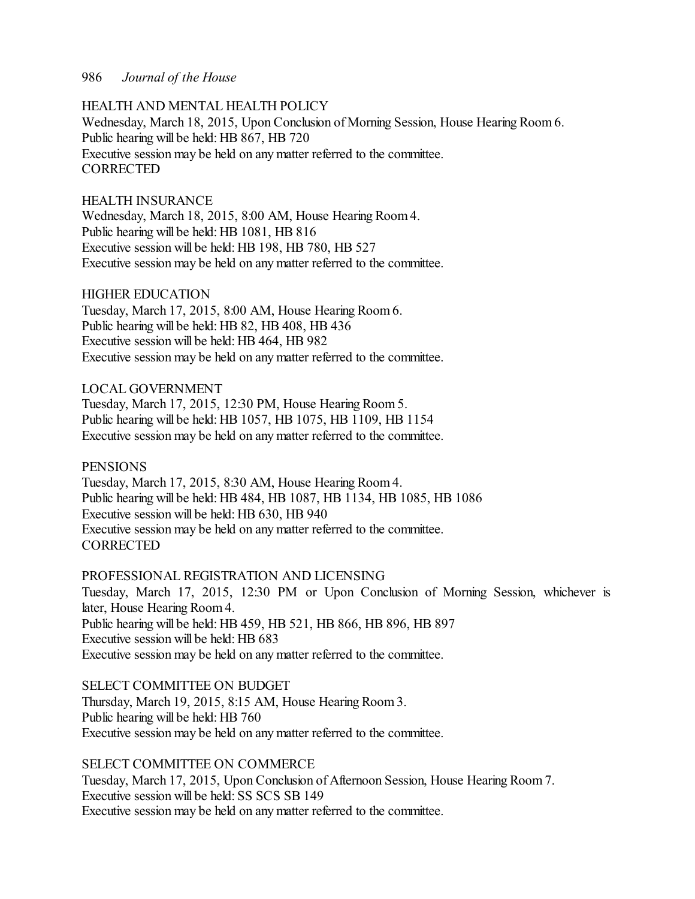HEALTH AND MENTAL HEALTH POLICY
Wednesday, March 18, 2015, Upon Conclusion of Morning Session, House Hearing Room 6.
Public hearing will be held: HB 867, HB 720
Executive session may be held on any matter referred to the committee.
CORRECTED

HEALTH INSURANCE
Wednesday, March 18, 2015, 8:00 AM, House Hearing Room 4.
Public hearing will be held: HB 1081, HB 816
Executive session will be held: HB 198, HB 780, HB 527
Executive session may be held on any matter referred to the committee.

HIGHER EDUCATION
Tuesday, March 17, 2015, 8:00 AM, House Hearing Room 6.
Public hearing will be held: HB 82, HB 408, HB 436
Executive session will be held: HB 464, HB 982
Executive session may be held on any matter referred to the committee.

LOCAL GOVERNMENT
Tuesday, March 17, 2015, 12:30 PM, House Hearing Room 5.
Public hearing will be held: HB 1057, HB 1075, HB 1109, HB 1154
Executive session may be held on any matter referred to the committee.

PENSIONS
Tuesday, March 17, 2015, 8:30 AM, House Hearing Room 4.
Public hearing will be held: HB 484, HB 1087, HB 1134, HB 1085, HB 1086
Executive session will be held: HB 630, HB 940
Executive session may be held on any matter referred to the committee.
CORRECTED

PROFESSIONAL REGISTRATION AND LICENSING
Tuesday, March 17, 2015, 12:30 PM or Upon Conclusion of Morning Session, whichever is later, House Hearing Room 4.
Public hearing will be held: HB 459, HB 521, HB 866, HB 896, HB 897
Executive session will be held: HB 683
Executive session may be held on any matter referred to the committee.

SELECT COMMITTEE ON BUDGET
Thursday, March 19, 2015, 8:15 AM, House Hearing Room 3.
Public hearing will be held: HB 760
Executive session may be held on any matter referred to the committee.

SELECT COMMITTEE ON COMMERCE
Tuesday, March 17, 2015, Upon Conclusion of Afternoon Session, House Hearing Room 7.
Executive session will be held: SS SCS SB 149
Executive session may be held on any matter referred to the committee.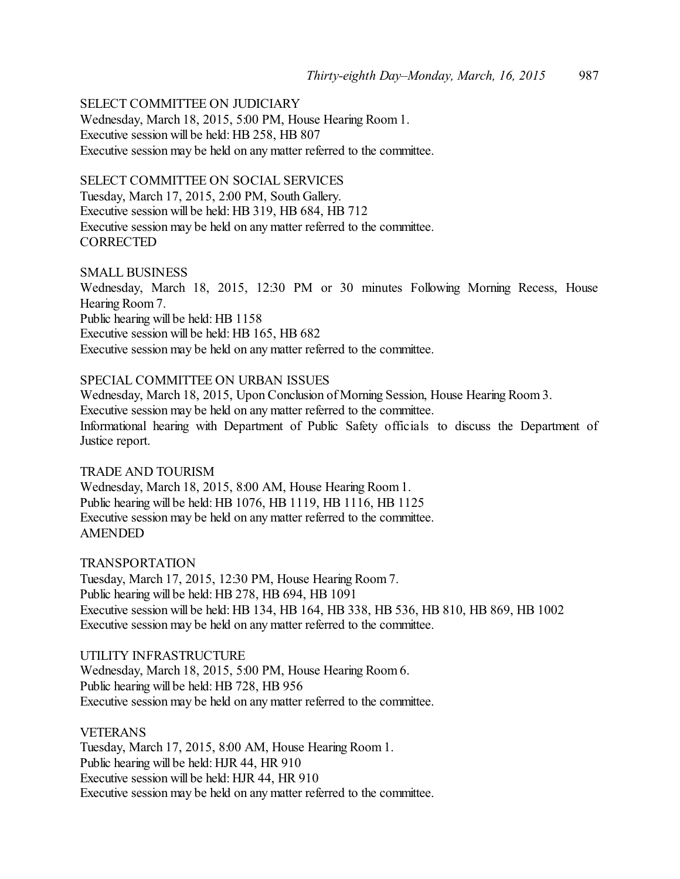SELECT COMMITTEE ON JUDICIARY
Wednesday, March 18, 2015, 5:00 PM, House Hearing Room 1.
Executive session will be held: HB 258, HB 807
Executive session may be held on any matter referred to the committee.

SELECT COMMITTEE ON SOCIAL SERVICES
Tuesday, March 17, 2015, 2:00 PM, South Gallery.
Executive session will be held: HB 319, HB 684, HB 712
Executive session may be held on any matter referred to the committee.
CORRECTED

SMALL BUSINESS
Wednesday, March 18, 2015, 12:30 PM or 30 minutes Following Morning Recess, House Hearing Room 7.
Public hearing will be held: HB 1158
Executive session will be held: HB 165, HB 682
Executive session may be held on any matter referred to the committee.

SPECIAL COMMITTEE ON URBAN ISSUES
Wednesday, March 18, 2015, Upon Conclusion of Morning Session, House Hearing Room 3.
Executive session may be held on any matter referred to the committee.
Informational hearing with Department of Public Safety officials to discuss the Department of Justice report.

TRADE AND TOURISM
Wednesday, March 18, 2015, 8:00 AM, House Hearing Room 1.
Public hearing will be held: HB 1076, HB 1119, HB 1116, HB 1125
Executive session may be held on any matter referred to the committee.
AMENDED

TRANSPORTATION
Tuesday, March 17, 2015, 12:30 PM, House Hearing Room 7.
Public hearing will be held: HB 278, HB 694, HB 1091
Executive session will be held: HB 134, HB 164, HB 338, HB 536, HB 810, HB 869, HB 1002
Executive session may be held on any matter referred to the committee.

UTILITY INFRASTRUCTURE
Wednesday, March 18, 2015, 5:00 PM, House Hearing Room 6.
Public hearing will be held: HB 728, HB 956
Executive session may be held on any matter referred to the committee.

VETERANS
Tuesday, March 17, 2015, 8:00 AM, House Hearing Room 1.
Public hearing will be held: HJR 44, HR 910
Executive session will be held: HJR 44, HR 910
Executive session may be held on any matter referred to the committee.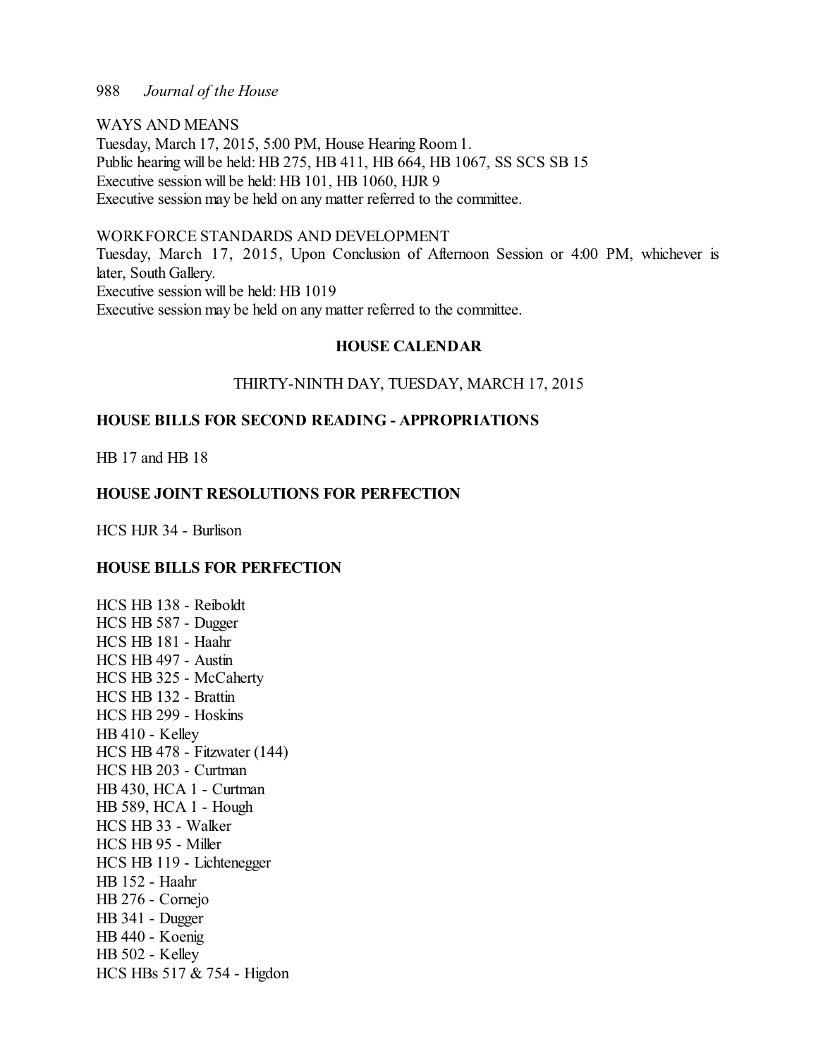WAYS AND MEANS
Tuesday, March 17, 2015, 5:00 PM, House Hearing Room 1.
Public hearing will be held: HB 275, HB 411, HB 664, HB 1067, SS SCS SB 15
Executive session will be held: HB 101, HB 1060, HJR 9
Executive session may be held on any matter referred to the committee.

WORKFORCE STANDARDS AND DEVELOPMENT
Tuesday, March 17, 2015, Upon Conclusion of Afternoon Session or 4:00 PM, whichever is later, South Gallery.
Executive session will be held: HB 1019
Executive session may be held on any matter referred to the committee.

## HOUSE CALENDAR

THIRTY-NINTH DAY, TUESDAY, MARCH 17, 2015

### HOUSE BILLS FOR SECOND READING - APPROPRIATIONS

HB 17 and HB 18

### HOUSE JOINT RESOLUTIONS FOR PERFECTION

HCS HJR 34 - Burlison

### HOUSE BILLS FOR PERFECTION

HCS HB 138 - Reiboldt
HCS HB 587 - Dugger
HCS HB 181 - Haahr
HCS HB 497 - Austin
HCS HB 325 - McCaherty
HCS HB 132 - Brattin
HCS HB 299 - Hoskins
HB 410 - Kelley
HCS HB 478 - Fitzwater (144)
HCS HB 203 - Curtman
HB 430, HCA 1 - Curtman
HB 589, HCA 1 - Hough
HCS HB 33 - Walker
HCS HB 95 - Miller
HCS HB 119 - Lichtenegger
HB 152 - Haahr
HB 276 - Cornejo
HB 341 - Dugger
HB 440 - Koenig
HB 502 - Kelley
HCS HBs 517 & 754 - Higdon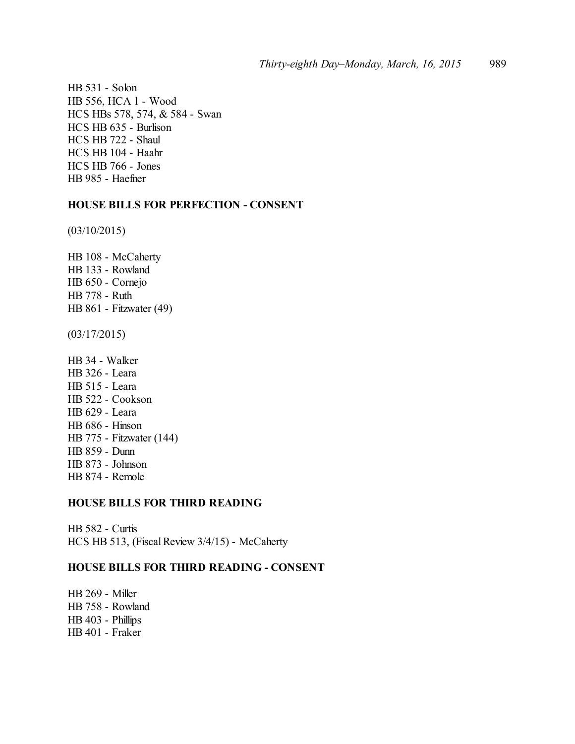HB 531 - Solon
HB 556, HCA 1 - Wood
HCS HBs 578, 574, & 584 - Swan
HCS HB 635 - Burlison
HCS HB 722 - Shaul
HCS HB 104 - Haahr
HCS HB 766 - Jones
HB 985 - Haefner

### HOUSE BILLS FOR PERFECTION - CONSENT

(03/10/2015)

HB 108 - McCaherty
HB 133 - Rowland
HB 650 - Cornejo
HB 778 - Ruth
HB 861 - Fitzwater (49)

(03/17/2015)

HB 34 - Walker
HB 326 - Leara
HB 515 - Leara
HB 522 - Cookson
HB 629 - Leara
HB 686 - Hinson
HB 775 - Fitzwater (144)
HB 859 - Dunn
HB 873 - Johnson
HB 874 - Remole

### HOUSE BILLS FOR THIRD READING

HB 582 - Curtis
HCS HB 513, (Fiscal Review 3/4/15) - McCaherty

### HOUSE BILLS FOR THIRD READING - CONSENT

HB 269 - Miller
HB 758 - Rowland
HB 403 - Phillips
HB 401 - Fraker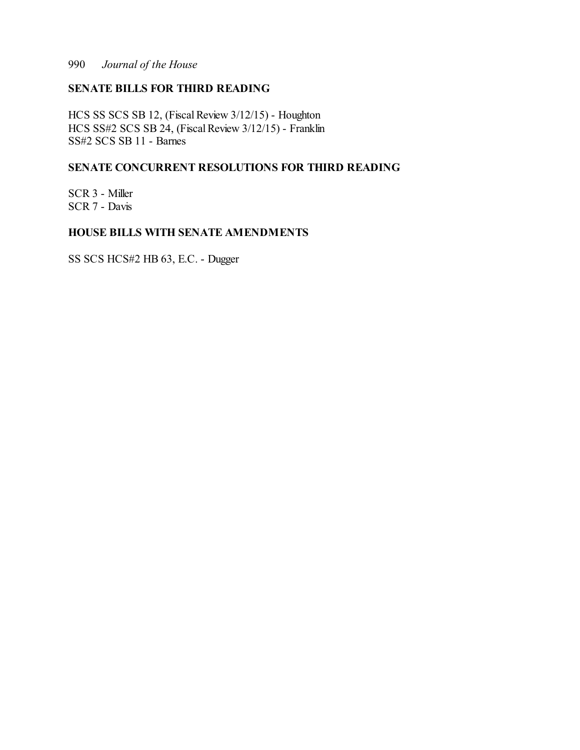## SENATE BILLS FOR THIRD READING

HCS SS SCS SB 12, (Fiscal Review 3/12/15) - Houghton
HCS SS#2 SCS SB 24, (Fiscal Review 3/12/15) - Franklin
SS#2 SCS SB 11 - Barnes

## SENATE CONCURRENT RESOLUTIONS FOR THIRD READING

SCR 3 - Miller
SCR 7 - Davis

## HOUSE BILLS WITH SENATE AMENDMENTS

SS SCS HCS#2 HB 63, E.C. - Dugger